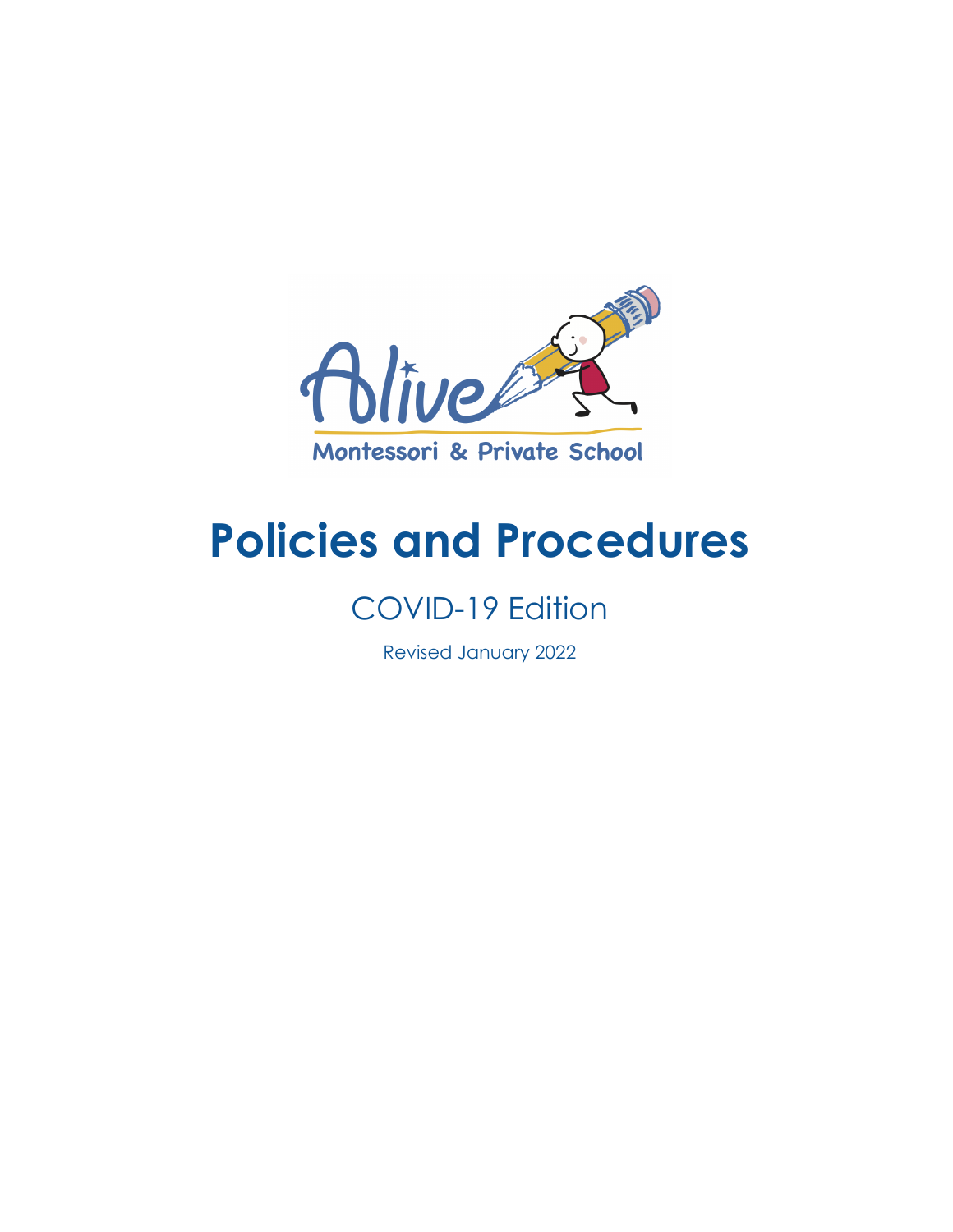Alive

Montessori & Private School

# Policies and Procedures

## COVID-19 Edition

Revised January 2022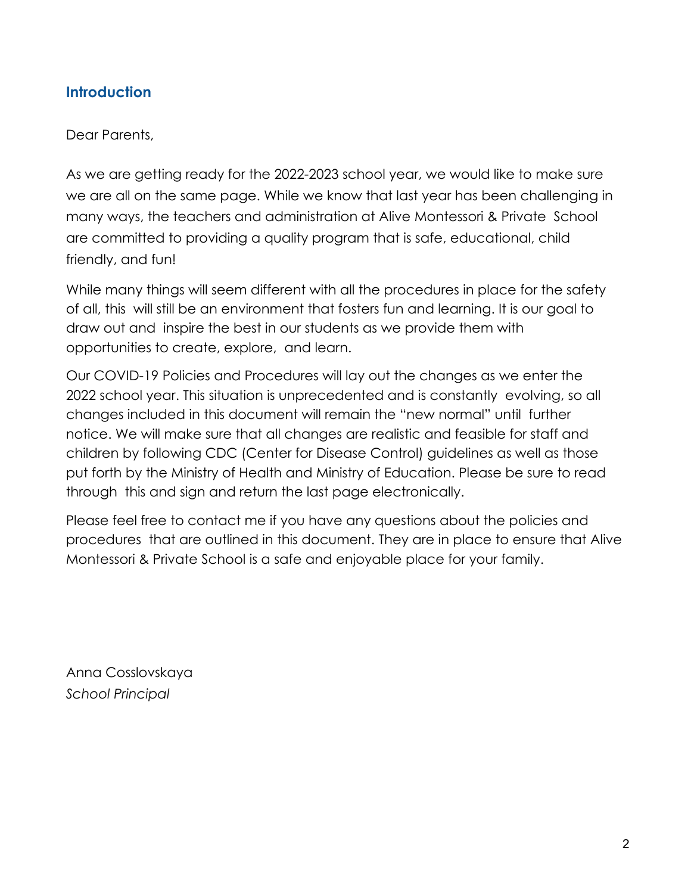## Introduction

Dear Parents,

As we are getting ready for the 2022-2023 school year, we would like to make sure we are all on the same page. While we know that last year has been challenging in many ways, the teachers and administration at Alive Montessori & Private School are committed to providing a quality program that is safe, educational, child friendly, and fun!

While many things will seem different with all the procedures in place for the safety of all, this will still be an environment that fosters fun and learning. It is our goal to draw out and inspire the best in our students as we provide them with opportunities to create, explore, and learn.

Our COVID-19 Policies and Procedures will lay out the changes as we enter the 2022 school year. This situation is unprecedented and is constantly evolving, so all changes included in this document will remain the "new normal" until further notice. We will make sure that all changes are realistic and feasible for staff and children by following CDC (Center for Disease Control) guidelines as well as those put forth by the Ministry of Health and Ministry of Education. Please be sure to read through this and sign and return the last page electronically.

Please feel free to contact me if you have any questions about the policies and procedures that are outlined in this document. They are in place to ensure that Alive Montessori & Private School is a safe and enjoyable place for your family.

Anna Cosslovskaya
*School Principal*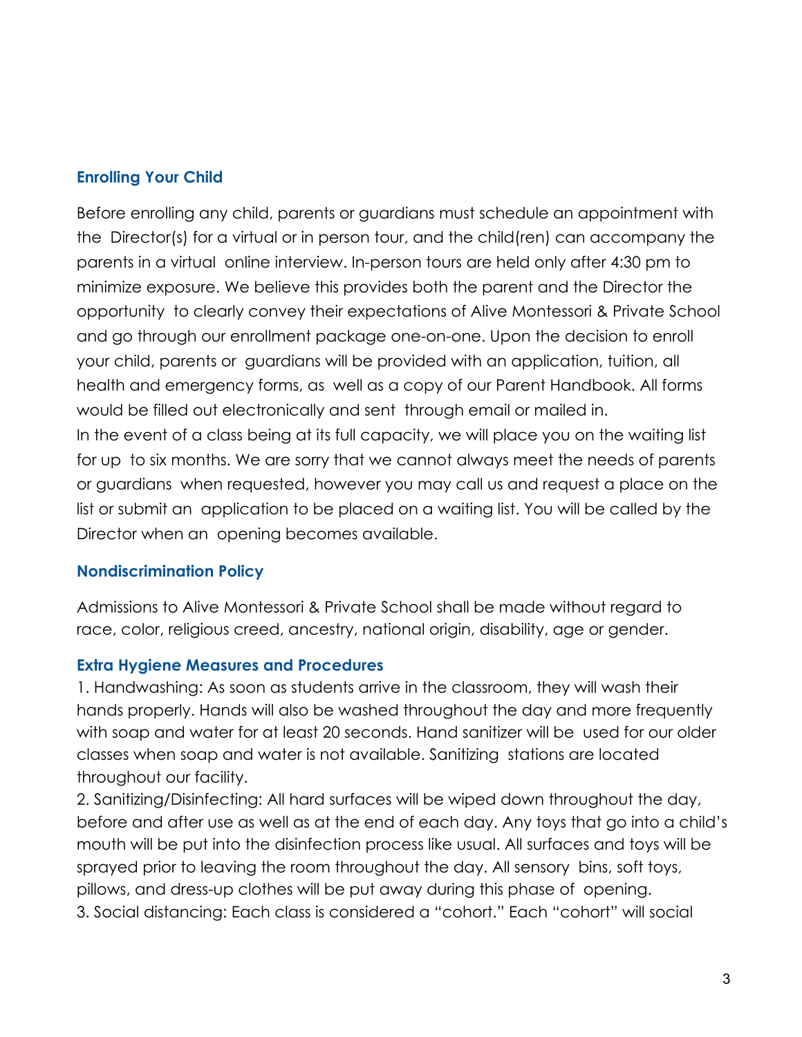## Enrolling Your Child

Before enrolling any child, parents or guardians must schedule an appointment with the Director(s) for a virtual or in person tour, and the child(ren) can accompany the parents in a virtual online interview. In-person tours are held only after 4:30 pm to minimize exposure. We believe this provides both the parent and the Director the opportunity to clearly convey their expectations of Alive Montessori & Private School and go through our enrollment package one-on-one. Upon the decision to enroll your child, parents or guardians will be provided with an application, tuition, all health and emergency forms, as well as a copy of our Parent Handbook. All forms would be filled out electronically and sent through email or mailed in.
In the event of a class being at its full capacity, we will place you on the waiting list for up to six months. We are sorry that we cannot always meet the needs of parents or guardians when requested, however you may call us and request a place on the list or submit an application to be placed on a waiting list. You will be called by the Director when an opening becomes available.

## Nondiscrimination Policy

Admissions to Alive Montessori & Private School shall be made without regard to race, color, religious creed, ancestry, national origin, disability, age or gender.

## Extra Hygiene Measures and Procedures

1. Handwashing: As soon as students arrive in the classroom, they will wash their hands properly. Hands will also be washed throughout the day and more frequently with soap and water for at least 20 seconds. Hand sanitizer will be used for our older classes when soap and water is not available. Sanitizing stations are located throughout our facility.
2. Sanitizing/Disinfecting: All hard surfaces will be wiped down throughout the day, before and after use as well as at the end of each day. Any toys that go into a child's mouth will be put into the disinfection process like usual. All surfaces and toys will be sprayed prior to leaving the room throughout the day. All sensory bins, soft toys, pillows, and dress-up clothes will be put away during this phase of opening.
3. Social distancing: Each class is considered a "cohort." Each "cohort" will social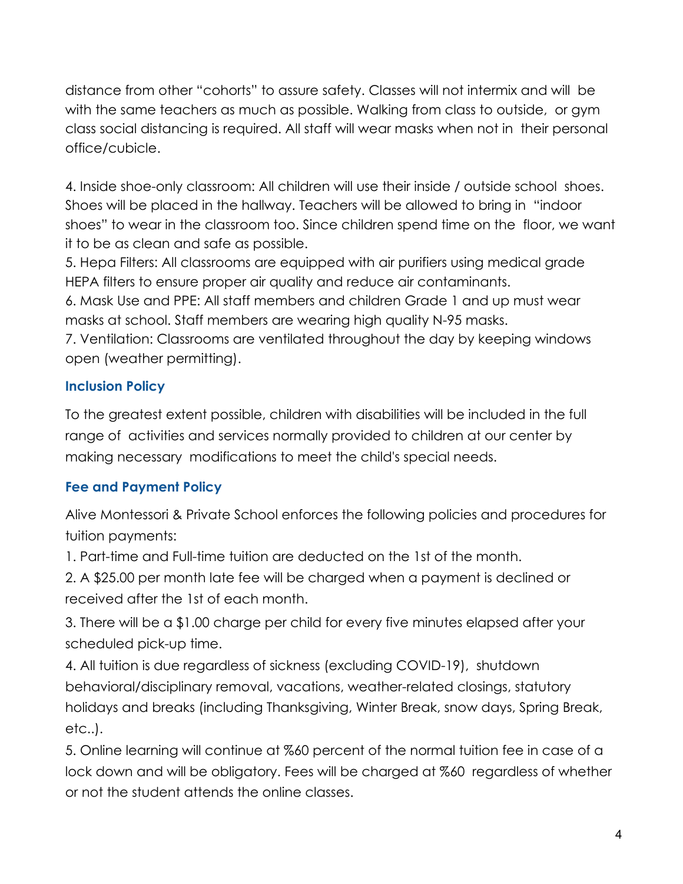distance from other "cohorts" to assure safety. Classes will not intermix and will be with the same teachers as much as possible. Walking from class to outside, or gym class social distancing is required. All staff will wear masks when not in their personal office/cubicle.

4. Inside shoe-only classroom: All children will use their inside / outside school shoes. Shoes will be placed in the hallway. Teachers will be allowed to bring in "indoor shoes" to wear in the classroom too. Since children spend time on the floor, we want it to be as clean and safe as possible.
5. Hepa Filters: All classrooms are equipped with air purifiers using medical grade HEPA filters to ensure proper air quality and reduce air contaminants.
6. Mask Use and PPE: All staff members and children Grade 1 and up must wear masks at school. Staff members are wearing high quality N-95 masks.
7. Ventilation: Classrooms are ventilated throughout the day by keeping windows open (weather permitting).

### Inclusion Policy

To the greatest extent possible, children with disabilities will be included in the full range of activities and services normally provided to children at our center by making necessary modifications to meet the child's special needs.

### Fee and Payment Policy

Alive Montessori & Private School enforces the following policies and procedures for tuition payments:

1. Part-time and Full-time tuition are deducted on the 1st of the month.
2. A $25.00 per month late fee will be charged when a payment is declined or received after the 1st of each month.
3. There will be a $1.00 charge per child for every five minutes elapsed after your scheduled pick-up time.
4. All tuition is due regardless of sickness (excluding COVID-19), shutdown behavioral/disciplinary removal, vacations, weather-related closings, statutory holidays and breaks (including Thanksgiving, Winter Break, snow days, Spring Break, etc..).
5. Online learning will continue at %60 percent of the normal tuition fee in case of a lock down and will be obligatory. Fees will be charged at %60 regardless of whether or not the student attends the online classes.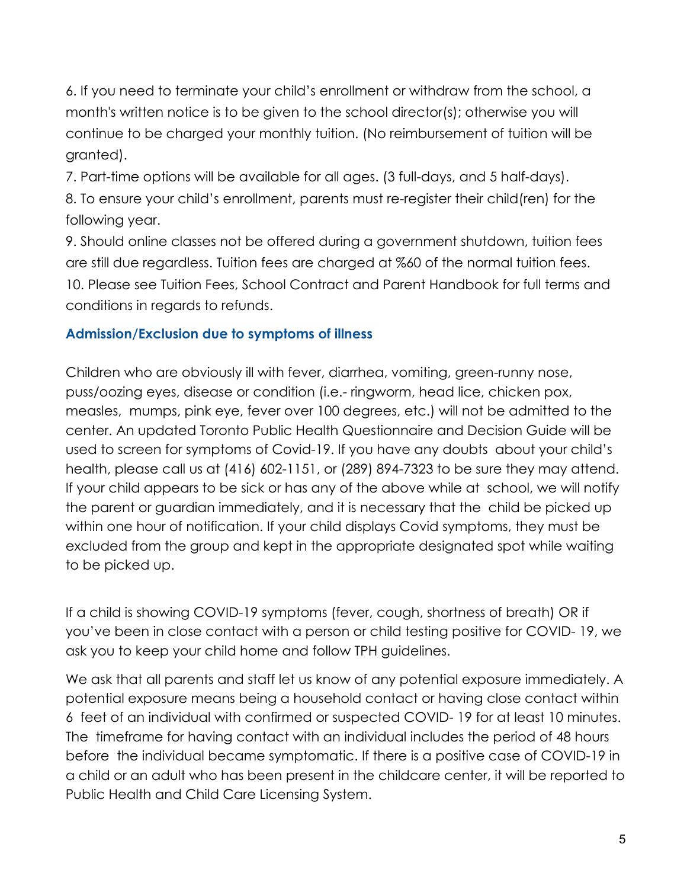6. If you need to terminate your child's enrollment or withdraw from the school, a month's written notice is to be given to the school director(s); otherwise you will continue to be charged your monthly tuition. (No reimbursement of tuition will be granted).

7. Part-time options will be available for all ages. (3 full-days, and 5 half-days).

8. To ensure your child's enrollment, parents must re-register their child(ren) for the following year.

9. Should online classes not be offered during a government shutdown, tuition fees are still due regardless. Tuition fees are charged at %60 of the normal tuition fees.

10. Please see Tuition Fees, School Contract and Parent Handbook for full terms and conditions in regards to refunds.

### Admission/Exclusion due to symptoms of illness

Children who are obviously ill with fever, diarrhea, vomiting, green-runny nose, puss/oozing eyes, disease or condition (i.e.- ringworm, head lice, chicken pox, measles, mumps, pink eye, fever over 100 degrees, etc.) will not be admitted to the center. An updated Toronto Public Health Questionnaire and Decision Guide will be used to screen for symptoms of Covid-19. If you have any doubts about your child's health, please call us at (416) 602-1151, or (289) 894-7323 to be sure they may attend. If your child appears to be sick or has any of the above while at school, we will notify the parent or guardian immediately, and it is necessary that the child be picked up within one hour of notification. If your child displays Covid symptoms, they must be excluded from the group and kept in the appropriate designated spot while waiting to be picked up.

If a child is showing COVID-19 symptoms (fever, cough, shortness of breath) OR if you've been in close contact with a person or child testing positive for COVID- 19, we ask you to keep your child home and follow TPH guidelines.

We ask that all parents and staff let us know of any potential exposure immediately. A potential exposure means being a household contact or having close contact within 6 feet of an individual with confirmed or suspected COVID- 19 for at least 10 minutes. The timeframe for having contact with an individual includes the period of 48 hours before the individual became symptomatic. If there is a positive case of COVID-19 in a child or an adult who has been present in the childcare center, it will be reported to Public Health and Child Care Licensing System.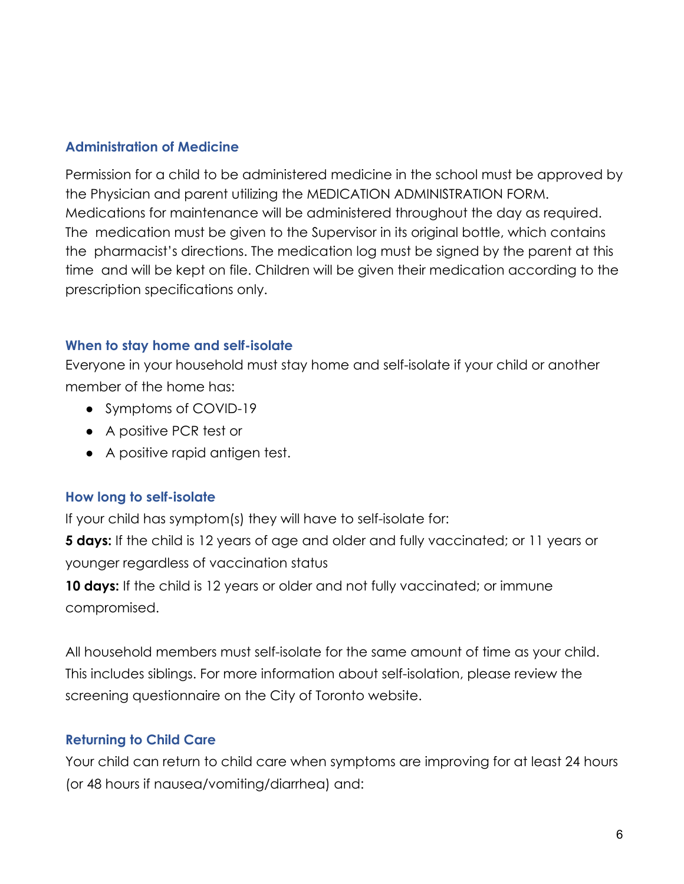### Administration of Medicine

Permission for a child to be administered medicine in the school must be approved by the Physician and parent utilizing the MEDICATION ADMINISTRATION FORM. Medications for maintenance will be administered throughout the day as required. The medication must be given to the Supervisor in its original bottle, which contains the pharmacist's directions. The medication log must be signed by the parent at this time and will be kept on file. Children will be given their medication according to the prescription specifications only.

### When to stay home and self-isolate

Everyone in your household must stay home and self-isolate if your child or another member of the home has:

- Symptoms of COVID-19
- A positive PCR test or
- A positive rapid antigen test.

### How long to self-isolate

If your child has symptom(s) they will have to self-isolate for:

**5 days:** If the child is 12 years of age and older and fully vaccinated; or 11 years or younger regardless of vaccination status

**10 days:** If the child is 12 years or older and not fully vaccinated; or immune compromised.

All household members must self-isolate for the same amount of time as your child. This includes siblings. For more information about self-isolation, please review the screening questionnaire on the City of Toronto website.

### Returning to Child Care

Your child can return to child care when symptoms are improving for at least 24 hours (or 48 hours if nausea/vomiting/diarrhea) and: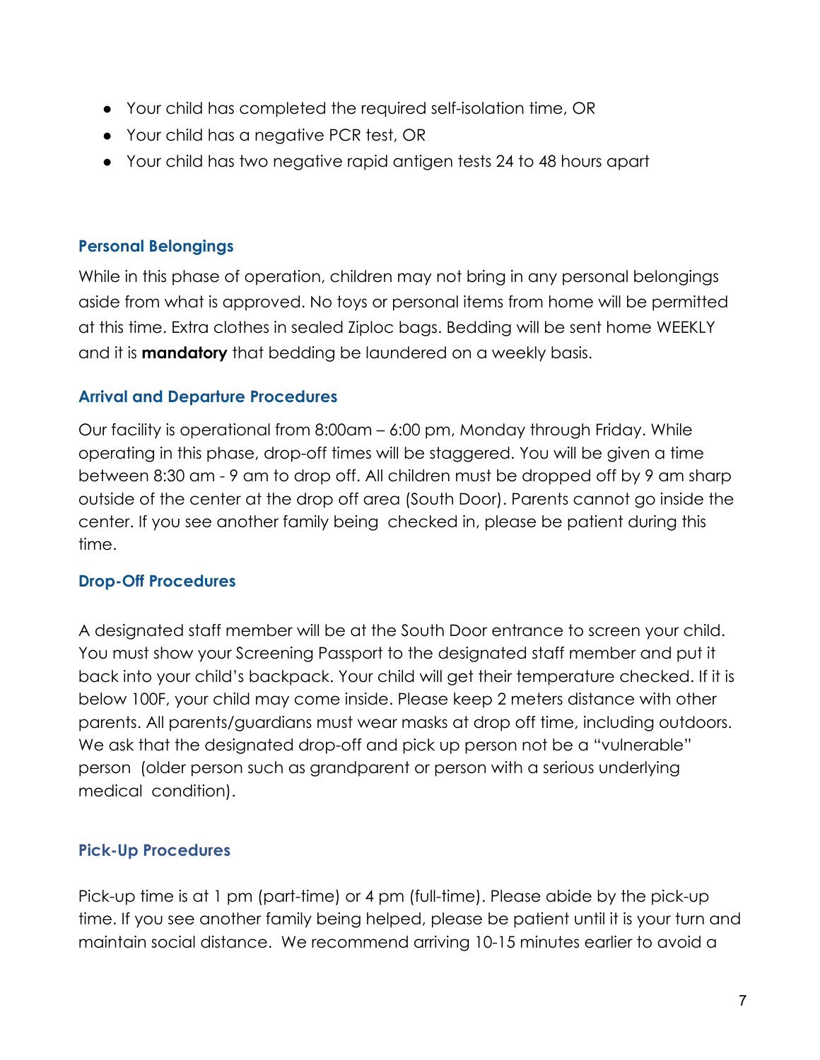- Your child has completed the required self-isolation time, OR
- Your child has a negative PCR test, OR
- Your child has two negative rapid antigen tests 24 to 48 hours apart

### Personal Belongings

While in this phase of operation, children may not bring in any personal belongings aside from what is approved. No toys or personal items from home will be permitted at this time. Extra clothes in sealed Ziploc bags. Bedding will be sent home WEEKLY and it is **mandatory** that bedding be laundered on a weekly basis.

### Arrival and Departure Procedures

Our facility is operational from 8:00am – 6:00 pm, Monday through Friday. While operating in this phase, drop-off times will be staggered. You will be given a time between 8:30 am - 9 am to drop off. All children must be dropped off by 9 am sharp outside of the center at the drop off area (South Door). Parents cannot go inside the center. If you see another family being checked in, please be patient during this time.

### Drop-Off Procedures

A designated staff member will be at the South Door entrance to screen your child. You must show your Screening Passport to the designated staff member and put it back into your child's backpack. Your child will get their temperature checked. If it is below 100F, your child may come inside. Please keep 2 meters distance with other parents. All parents/guardians must wear masks at drop off time, including outdoors. We ask that the designated drop-off and pick up person not be a "vulnerable" person (older person such as grandparent or person with a serious underlying medical condition).

### Pick-Up Procedures

Pick-up time is at 1 pm (part-time) or 4 pm (full-time). Please abide by the pick-up time. If you see another family being helped, please be patient until it is your turn and maintain social distance. We recommend arriving 10-15 minutes earlier to avoid a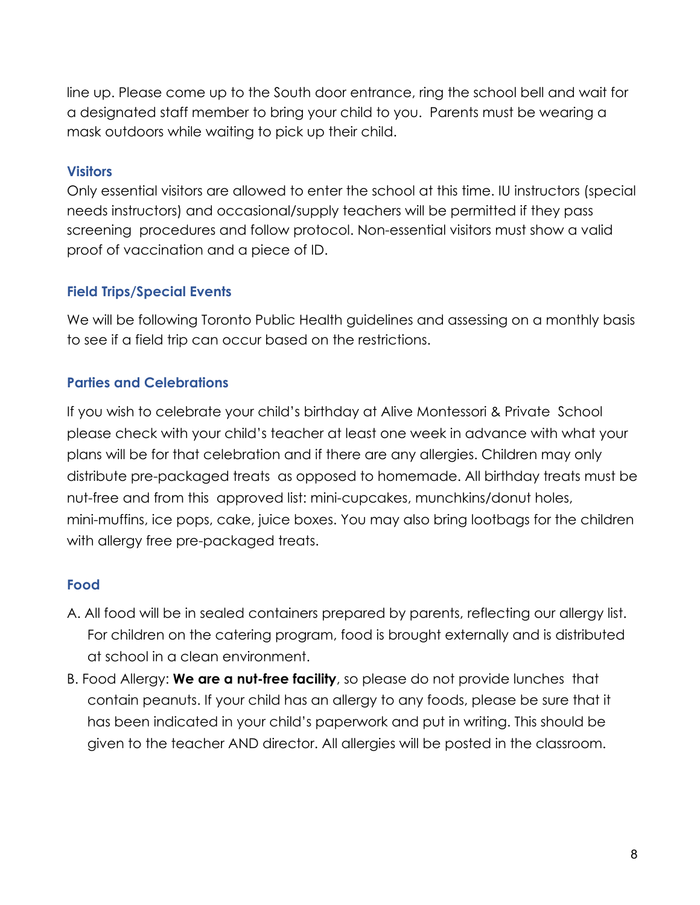line up. Please come up to the South door entrance, ring the school bell and wait for a designated staff member to bring your child to you. Parents must be wearing a mask outdoors while waiting to pick up their child.

### Visitors

Only essential visitors are allowed to enter the school at this time. IU instructors (special needs instructors) and occasional/supply teachers will be permitted if they pass screening procedures and follow protocol. Non-essential visitors must show a valid proof of vaccination and a piece of ID.

### Field Trips/Special Events

We will be following Toronto Public Health guidelines and assessing on a monthly basis to see if a field trip can occur based on the restrictions.

### Parties and Celebrations

If you wish to celebrate your child's birthday at Alive Montessori & Private School please check with your child's teacher at least one week in advance with what your plans will be for that celebration and if there are any allergies. Children may only distribute pre-packaged treats as opposed to homemade. All birthday treats must be nut-free and from this approved list: mini-cupcakes, munchkins/donut holes, mini-muffins, ice pops, cake, juice boxes. You may also bring lootbags for the children with allergy free pre-packaged treats.

### Food

A. All food will be in sealed containers prepared by parents, reflecting our allergy list. For children on the catering program, food is brought externally and is distributed at school in a clean environment.

B. Food Allergy: **We are a nut-free facility**, so please do not provide lunches that contain peanuts. If your child has an allergy to any foods, please be sure that it has been indicated in your child's paperwork and put in writing. This should be given to the teacher AND director. All allergies will be posted in the classroom.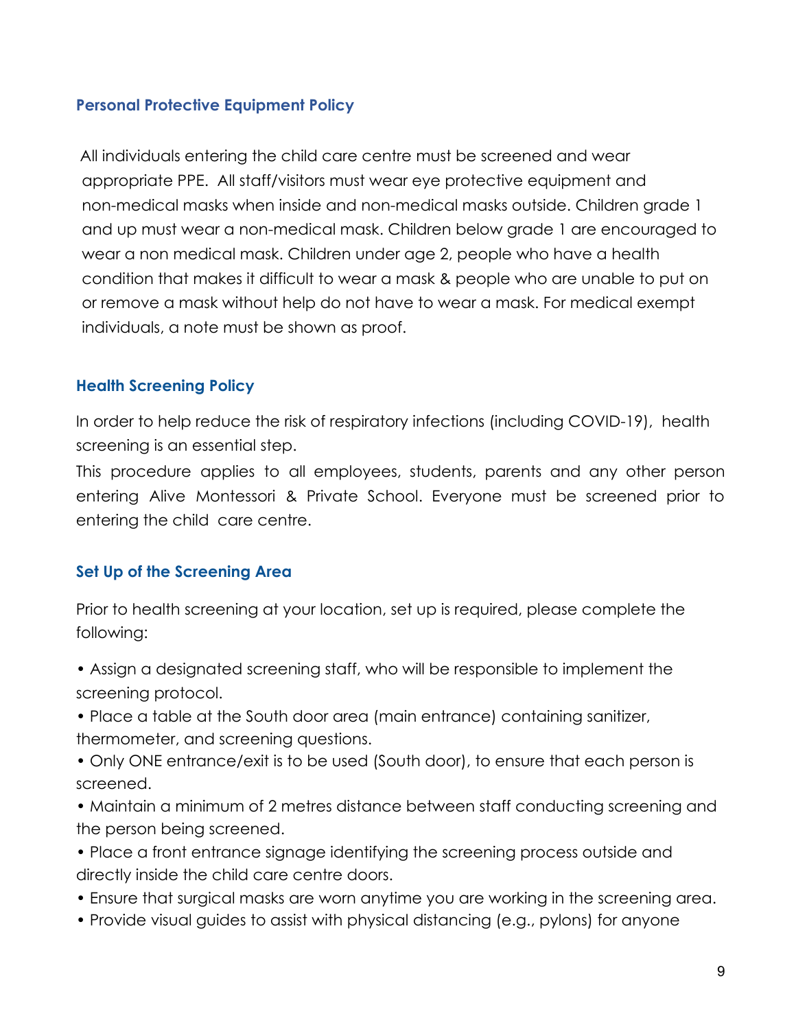### Personal Protective Equipment Policy

All individuals entering the child care centre must be screened and wear appropriate PPE. All staff/visitors must wear eye protective equipment and non-medical masks when inside and non-medical masks outside. Children grade 1 and up must wear a non-medical mask. Children below grade 1 are encouraged to wear a non medical mask. Children under age 2, people who have a health condition that makes it difficult to wear a mask & people who are unable to put on or remove a mask without help do not have to wear a mask. For medical exempt individuals, a note must be shown as proof.

### Health Screening Policy

In order to help reduce the risk of respiratory infections (including COVID-19), health screening is an essential step.

This procedure applies to all employees, students, parents and any other person entering Alive Montessori & Private School. Everyone must be screened prior to entering the child care centre.

### Set Up of the Screening Area

Prior to health screening at your location, set up is required, please complete the following:

- Assign a designated screening staff, who will be responsible to implement the screening protocol.
- Place a table at the South door area (main entrance) containing sanitizer, thermometer, and screening questions.
- Only ONE entrance/exit is to be used (South door), to ensure that each person is screened.
- Maintain a minimum of 2 metres distance between staff conducting screening and the person being screened.
- Place a front entrance signage identifying the screening process outside and directly inside the child care centre doors.
- Ensure that surgical masks are worn anytime you are working in the screening area.
- Provide visual guides to assist with physical distancing (e.g., pylons) for anyone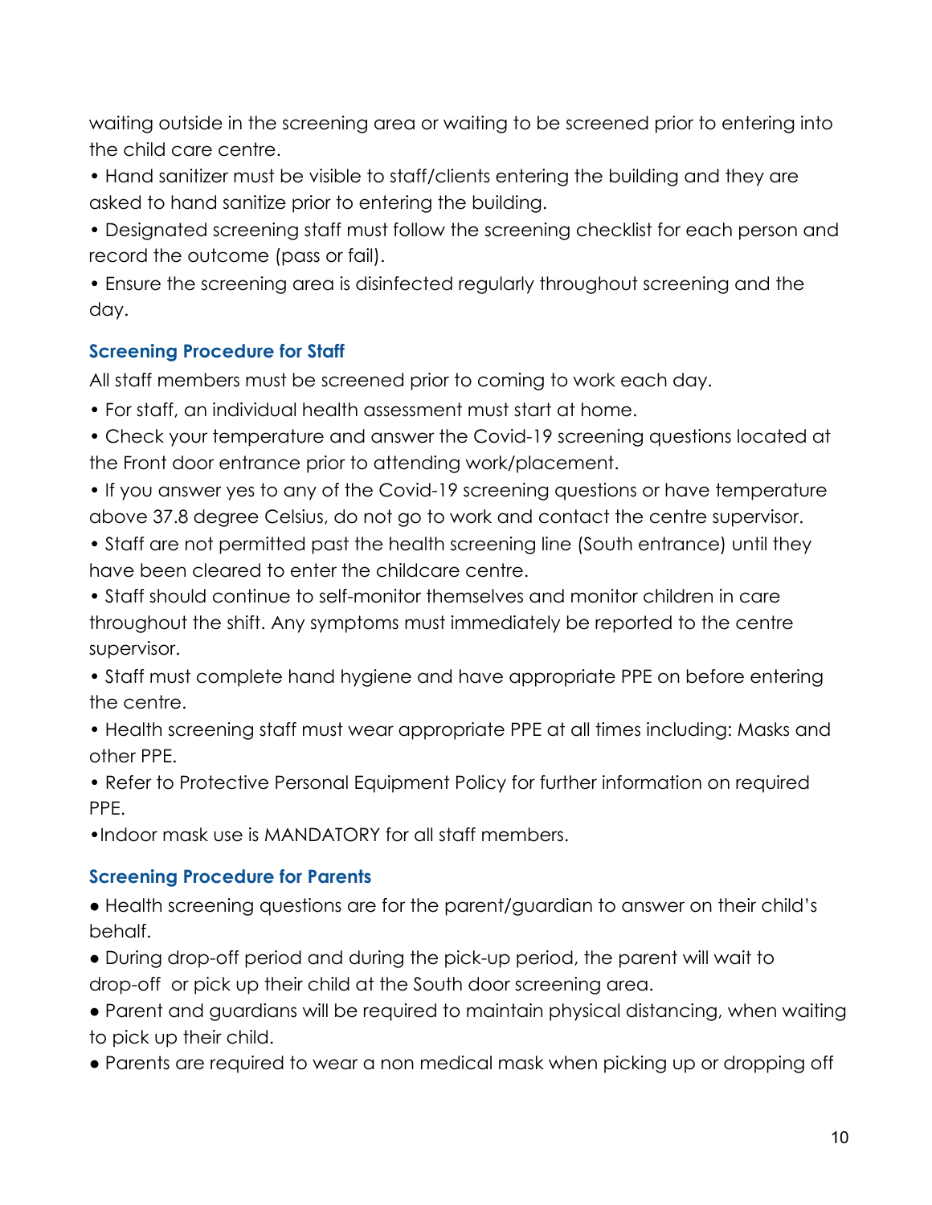waiting outside in the screening area or waiting to be screened prior to entering into the child care centre.

- Hand sanitizer must be visible to staff/clients entering the building and they are asked to hand sanitize prior to entering the building.
- Designated screening staff must follow the screening checklist for each person and record the outcome (pass or fail).
- Ensure the screening area is disinfected regularly throughout screening and the day.

### Screening Procedure for Staff

All staff members must be screened prior to coming to work each day.

- For staff, an individual health assessment must start at home.
- Check your temperature and answer the Covid-19 screening questions located at the Front door entrance prior to attending work/placement.
- If you answer yes to any of the Covid-19 screening questions or have temperature above 37.8 degree Celsius, do not go to work and contact the centre supervisor.
- Staff are not permitted past the health screening line (South entrance) until they have been cleared to enter the childcare centre.
- Staff should continue to self-monitor themselves and monitor children in care throughout the shift. Any symptoms must immediately be reported to the centre supervisor.
- Staff must complete hand hygiene and have appropriate PPE on before entering the centre.
- Health screening staff must wear appropriate PPE at all times including: Masks and other PPE.
- Refer to Protective Personal Equipment Policy for further information on required PPE.
- Indoor mask use is MANDATORY for all staff members.

### Screening Procedure for Parents

- Health screening questions are for the parent/guardian to answer on their child's behalf.
- During drop-off period and during the pick-up period, the parent will wait to drop-off or pick up their child at the South door screening area.
- Parent and guardians will be required to maintain physical distancing, when waiting to pick up their child.
- Parents are required to wear a non medical mask when picking up or dropping off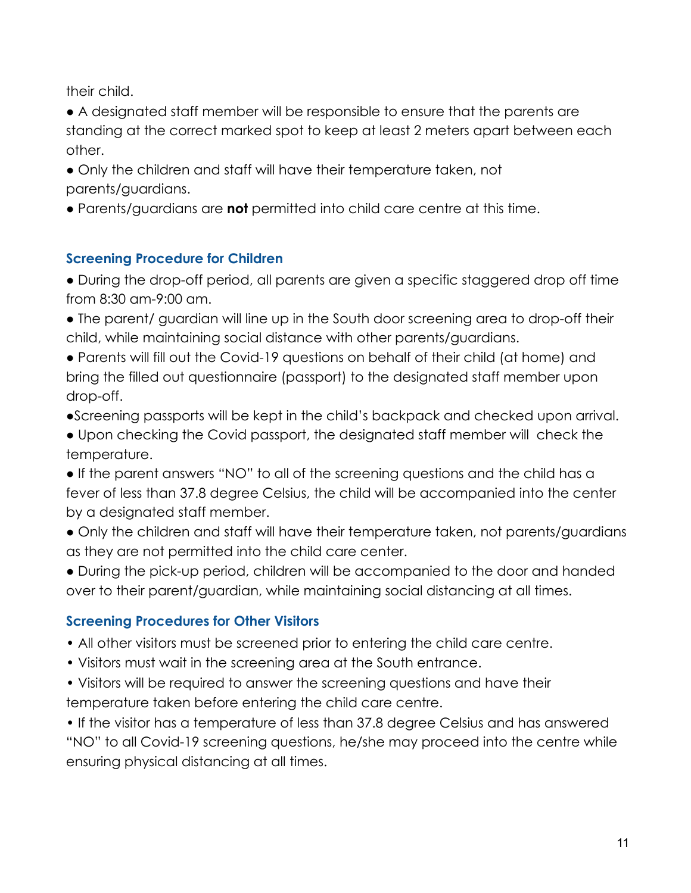their child.

- A designated staff member will be responsible to ensure that the parents are standing at the correct marked spot to keep at least 2 meters apart between each other.
- Only the children and staff will have their temperature taken, not parents/guardians.
- Parents/guardians are **not** permitted into child care centre at this time.

### Screening Procedure for Children

- During the drop-off period, all parents are given a specific staggered drop off time from 8:30 am-9:00 am.
- The parent/ guardian will line up in the South door screening area to drop-off their child, while maintaining social distance with other parents/guardians.
- Parents will fill out the Covid-19 questions on behalf of their child (at home) and bring the filled out questionnaire (passport) to the designated staff member upon drop-off.
- Screening passports will be kept in the child's backpack and checked upon arrival.
- Upon checking the Covid passport, the designated staff member will check the temperature.
- If the parent answers "NO" to all of the screening questions and the child has a fever of less than 37.8 degree Celsius, the child will be accompanied into the center by a designated staff member.
- Only the children and staff will have their temperature taken, not parents/guardians as they are not permitted into the child care center.
- During the pick-up period, children will be accompanied to the door and handed over to their parent/guardian, while maintaining social distancing at all times.

### Screening Procedures for Other Visitors

- All other visitors must be screened prior to entering the child care centre.
- Visitors must wait in the screening area at the South entrance.
- Visitors will be required to answer the screening questions and have their temperature taken before entering the child care centre.
- If the visitor has a temperature of less than 37.8 degree Celsius and has answered "NO" to all Covid-19 screening questions, he/she may proceed into the centre while ensuring physical distancing at all times.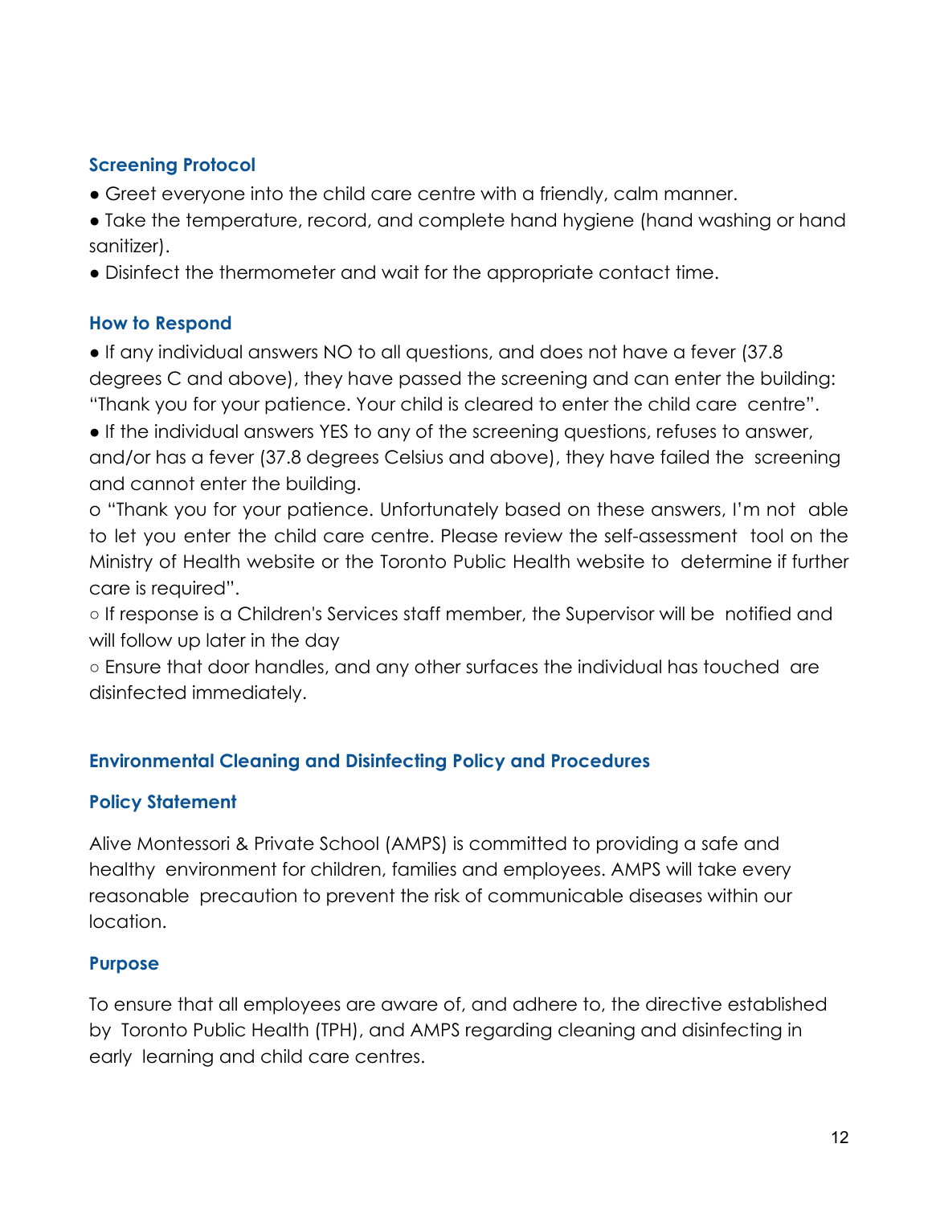### Screening Protocol

- Greet everyone into the child care centre with a friendly, calm manner.
- Take the temperature, record, and complete hand hygiene (hand washing or hand sanitizer).
- Disinfect the thermometer and wait for the appropriate contact time.

### How to Respond

- If any individual answers NO to all questions, and does not have a fever (37.8 degrees C and above), they have passed the screening and can enter the building: "Thank you for your patience. Your child is cleared to enter the child care centre".
- If the individual answers YES to any of the screening questions, refuses to answer, and/or has a fever (37.8 degrees Celsius and above), they have failed the screening and cannot enter the building.
  - o "Thank you for your patience. Unfortunately based on these answers, I'm not able to let you enter the child care centre. Please review the self-assessment tool on the Ministry of Health website or the Toronto Public Health website to determine if further care is required".
  - If response is a Children's Services staff member, the Supervisor will be notified and will follow up later in the day
  - Ensure that door handles, and any other surfaces the individual has touched are disinfected immediately.

### Environmental Cleaning and Disinfecting Policy and Procedures

### Policy Statement

Alive Montessori & Private School (AMPS) is committed to providing a safe and healthy environment for children, families and employees. AMPS will take every reasonable precaution to prevent the risk of communicable diseases within our location.

### Purpose

To ensure that all employees are aware of, and adhere to, the directive established by Toronto Public Health (TPH), and AMPS regarding cleaning and disinfecting in early learning and child care centres.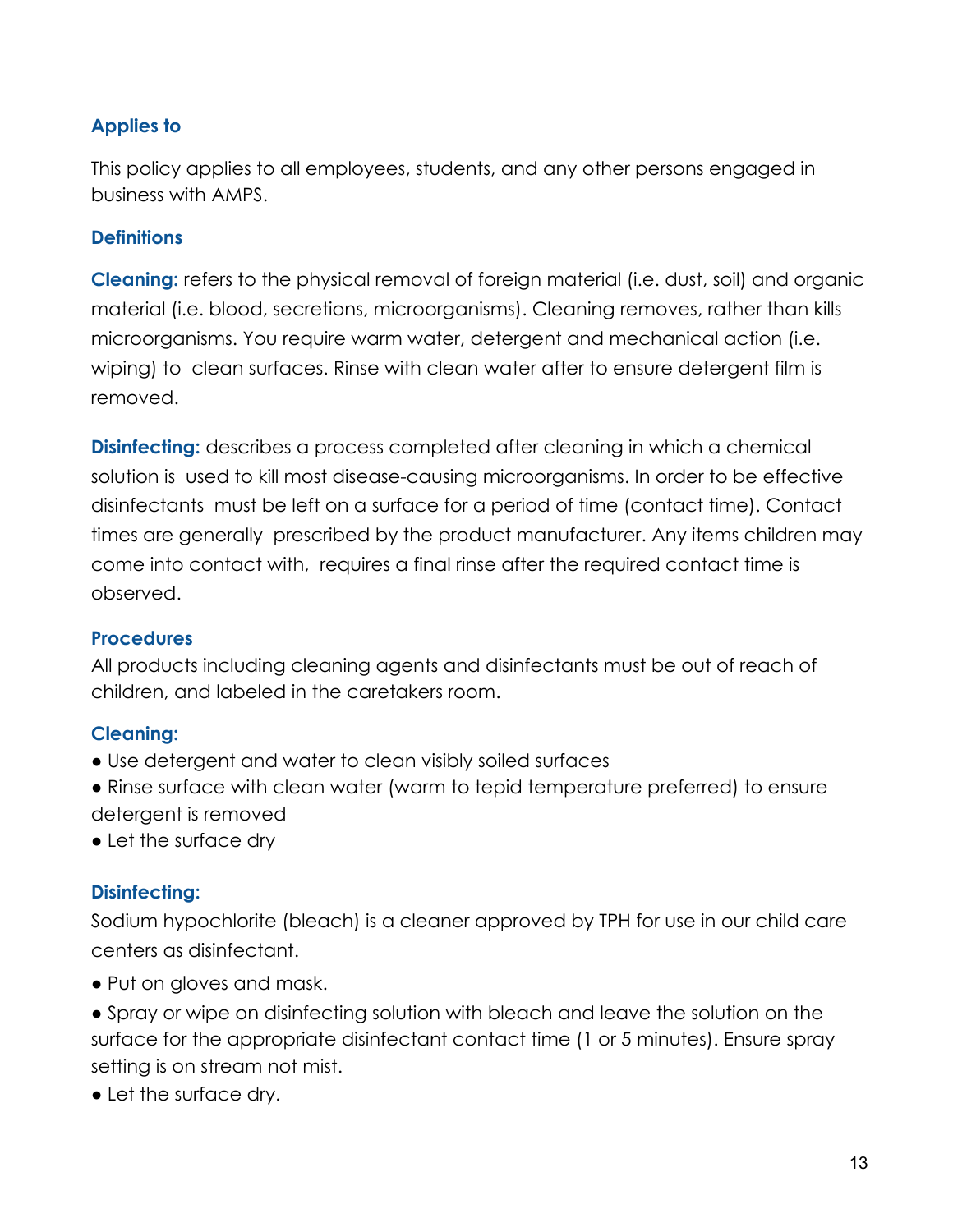### Applies to

This policy applies to all employees, students, and any other persons engaged in business with AMPS.

### Definitions

**Cleaning:** refers to the physical removal of foreign material (i.e. dust, soil) and organic material (i.e. blood, secretions, microorganisms). Cleaning removes, rather than kills microorganisms. You require warm water, detergent and mechanical action (i.e. wiping) to clean surfaces. Rinse with clean water after to ensure detergent film is removed.

**Disinfecting:** describes a process completed after cleaning in which a chemical solution is used to kill most disease-causing microorganisms. In order to be effective disinfectants must be left on a surface for a period of time (contact time). Contact times are generally prescribed by the product manufacturer. Any items children may come into contact with, requires a final rinse after the required contact time is observed.

### Procedures

All products including cleaning agents and disinfectants must be out of reach of children, and labeled in the caretakers room.

### Cleaning:

- Use detergent and water to clean visibly soiled surfaces
- Rinse surface with clean water (warm to tepid temperature preferred) to ensure detergent is removed
- Let the surface dry

### Disinfecting:

Sodium hypochlorite (bleach) is a cleaner approved by TPH for use in our child care centers as disinfectant.

- Put on gloves and mask.
- Spray or wipe on disinfecting solution with bleach and leave the solution on the surface for the appropriate disinfectant contact time (1 or 5 minutes). Ensure spray setting is on stream not mist.
- Let the surface dry.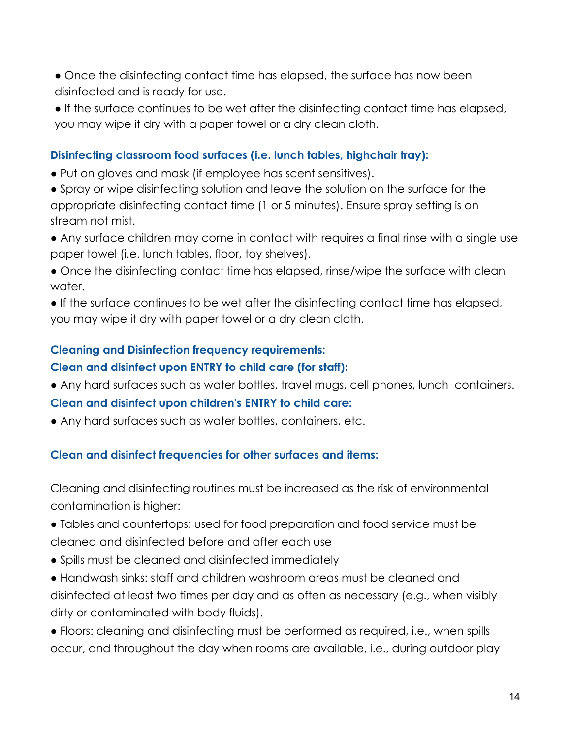- Once the disinfecting contact time has elapsed, the surface has now been disinfected and is ready for use.
- If the surface continues to be wet after the disinfecting contact time has elapsed, you may wipe it dry with a paper towel or a dry clean cloth.

### Disinfecting classroom food surfaces (i.e. lunch tables, highchair tray):

- Put on gloves and mask (if employee has scent sensitives).
- Spray or wipe disinfecting solution and leave the solution on the surface for the appropriate disinfecting contact time (1 or 5 minutes). Ensure spray setting is on stream not mist.
- Any surface children may come in contact with requires a final rinse with a single use paper towel (i.e. lunch tables, floor, toy shelves).
- Once the disinfecting contact time has elapsed, rinse/wipe the surface with clean water.
- If the surface continues to be wet after the disinfecting contact time has elapsed, you may wipe it dry with paper towel or a dry clean cloth.

### Cleaning and Disinfection frequency requirements:

### Clean and disinfect upon ENTRY to child care (for staff):

- Any hard surfaces such as water bottles, travel mugs, cell phones, lunch containers.

### Clean and disinfect upon children's ENTRY to child care:

- Any hard surfaces such as water bottles, containers, etc.

### Clean and disinfect frequencies for other surfaces and items:

Cleaning and disinfecting routines must be increased as the risk of environmental contamination is higher:

- Tables and countertops: used for food preparation and food service must be cleaned and disinfected before and after each use
- Spills must be cleaned and disinfected immediately
- Handwash sinks: staff and children washroom areas must be cleaned and disinfected at least two times per day and as often as necessary (e.g., when visibly dirty or contaminated with body fluids).
- Floors: cleaning and disinfecting must be performed as required, i.e., when spills occur, and throughout the day when rooms are available, i.e., during outdoor play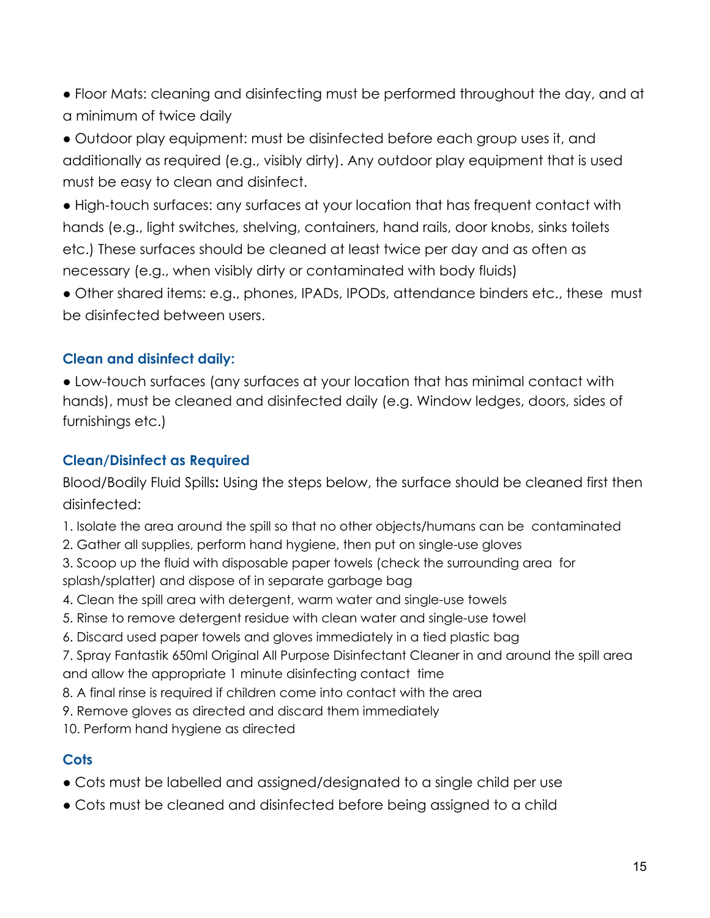- Floor Mats: cleaning and disinfecting must be performed throughout the day, and at a minimum of twice daily
- Outdoor play equipment: must be disinfected before each group uses it, and additionally as required (e.g., visibly dirty). Any outdoor play equipment that is used must be easy to clean and disinfect.
- High-touch surfaces: any surfaces at your location that has frequent contact with hands (e.g., light switches, shelving, containers, hand rails, door knobs, sinks toilets etc.) These surfaces should be cleaned at least twice per day and as often as necessary (e.g., when visibly dirty or contaminated with body fluids)
- Other shared items: e.g., phones, IPADs, IPODs, attendance binders etc., these must be disinfected between users.

### Clean and disinfect daily:

- Low-touch surfaces (any surfaces at your location that has minimal contact with hands), must be cleaned and disinfected daily (e.g. Window ledges, doors, sides of furnishings etc.)

### Clean/Disinfect as Required

Blood/Bodily Fluid Spills**:** Using the steps below, the surface should be cleaned first then disinfected:

1. Isolate the area around the spill so that no other objects/humans can be contaminated
2. Gather all supplies, perform hand hygiene, then put on single-use gloves
3. Scoop up the fluid with disposable paper towels (check the surrounding area for splash/splatter) and dispose of in separate garbage bag
4. Clean the spill area with detergent, warm water and single-use towels
5. Rinse to remove detergent residue with clean water and single-use towel
6. Discard used paper towels and gloves immediately in a tied plastic bag
7. Spray Fantastik 650ml Original All Purpose Disinfectant Cleaner in and around the spill area and allow the appropriate 1 minute disinfecting contact time
8. A final rinse is required if children come into contact with the area
9. Remove gloves as directed and discard them immediately
10. Perform hand hygiene as directed

### Cots

- Cots must be labelled and assigned/designated to a single child per use
- Cots must be cleaned and disinfected before being assigned to a child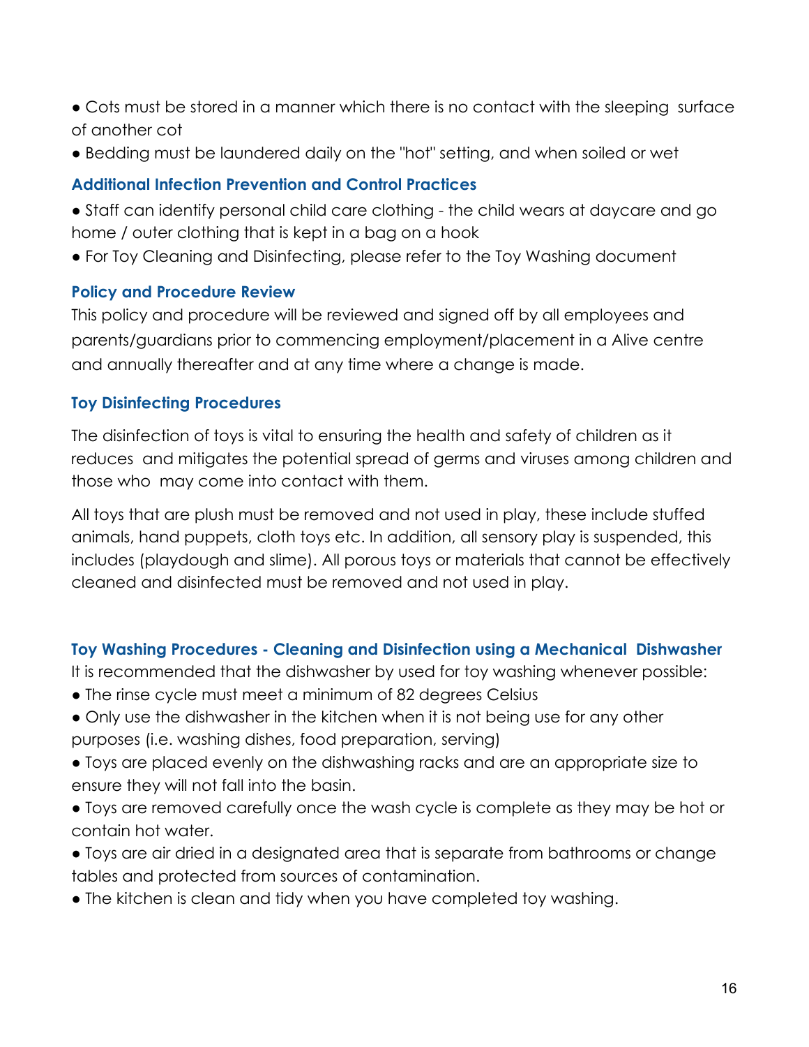- Cots must be stored in a manner which there is no contact with the sleeping surface of another cot
- Bedding must be laundered daily on the "hot" setting, and when soiled or wet

### Additional Infection Prevention and Control Practices

- Staff can identify personal child care clothing - the child wears at daycare and go home / outer clothing that is kept in a bag on a hook
- For Toy Cleaning and Disinfecting, please refer to the Toy Washing document

### Policy and Procedure Review

This policy and procedure will be reviewed and signed off by all employees and parents/guardians prior to commencing employment/placement in a Alive centre and annually thereafter and at any time where a change is made.

### Toy Disinfecting Procedures

The disinfection of toys is vital to ensuring the health and safety of children as it reduces and mitigates the potential spread of germs and viruses among children and those who may come into contact with them.

All toys that are plush must be removed and not used in play, these include stuffed animals, hand puppets, cloth toys etc. In addition, all sensory play is suspended, this includes (playdough and slime). All porous toys or materials that cannot be effectively cleaned and disinfected must be removed and not used in play.

### Toy Washing Procedures - Cleaning and Disinfection using a Mechanical Dishwasher

It is recommended that the dishwasher by used for toy washing whenever possible:

- The rinse cycle must meet a minimum of 82 degrees Celsius
- Only use the dishwasher in the kitchen when it is not being use for any other purposes (i.e. washing dishes, food preparation, serving)
- Toys are placed evenly on the dishwashing racks and are an appropriate size to ensure they will not fall into the basin.
- Toys are removed carefully once the wash cycle is complete as they may be hot or contain hot water.
- Toys are air dried in a designated area that is separate from bathrooms or change tables and protected from sources of contamination.
- The kitchen is clean and tidy when you have completed toy washing.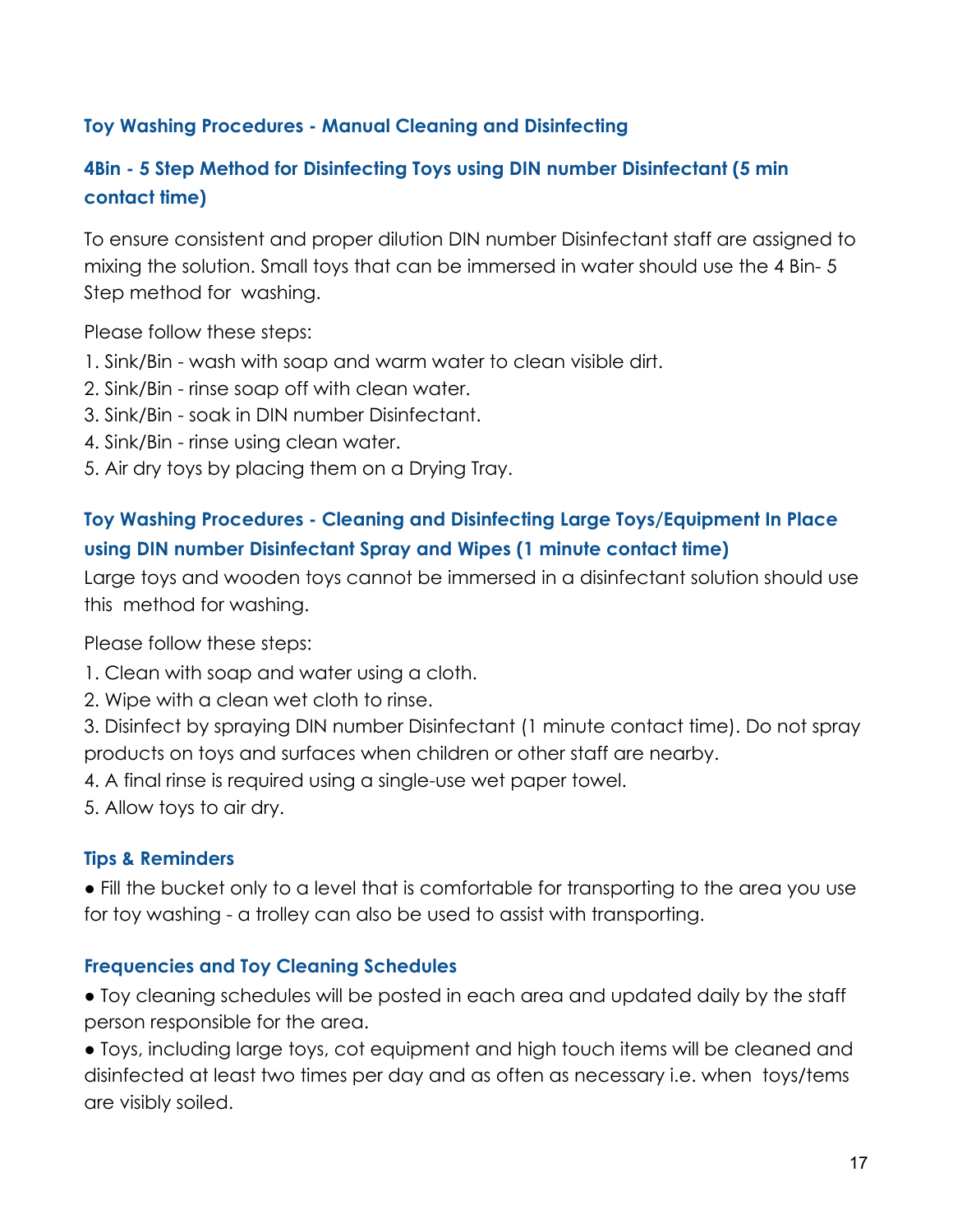### Toy Washing Procedures - Manual Cleaning and Disinfecting

### 4Bin - 5 Step Method for Disinfecting Toys using DIN number Disinfectant (5 min contact time)

To ensure consistent and proper dilution DIN number Disinfectant staff are assigned to mixing the solution. Small toys that can be immersed in water should use the 4 Bin- 5 Step method for washing.

Please follow these steps:

1. Sink/Bin - wash with soap and warm water to clean visible dirt.
2. Sink/Bin - rinse soap off with clean water.
3. Sink/Bin - soak in DIN number Disinfectant.
4. Sink/Bin - rinse using clean water.
5. Air dry toys by placing them on a Drying Tray.

### Toy Washing Procedures - Cleaning and Disinfecting Large Toys/Equipment In Place using DIN number Disinfectant Spray and Wipes (1 minute contact time)

Large toys and wooden toys cannot be immersed in a disinfectant solution should use this method for washing.

Please follow these steps:

1. Clean with soap and water using a cloth.
2. Wipe with a clean wet cloth to rinse.
3. Disinfect by spraying DIN number Disinfectant (1 minute contact time). Do not spray products on toys and surfaces when children or other staff are nearby.
4. A final rinse is required using a single-use wet paper towel.
5. Allow toys to air dry.

### Tips & Reminders

- Fill the bucket only to a level that is comfortable for transporting to the area you use for toy washing - a trolley can also be used to assist with transporting.

### Frequencies and Toy Cleaning Schedules

- Toy cleaning schedules will be posted in each area and updated daily by the staff person responsible for the area.
- Toys, including large toys, cot equipment and high touch items will be cleaned and disinfected at least two times per day and as often as necessary i.e. when toys/tems are visibly soiled.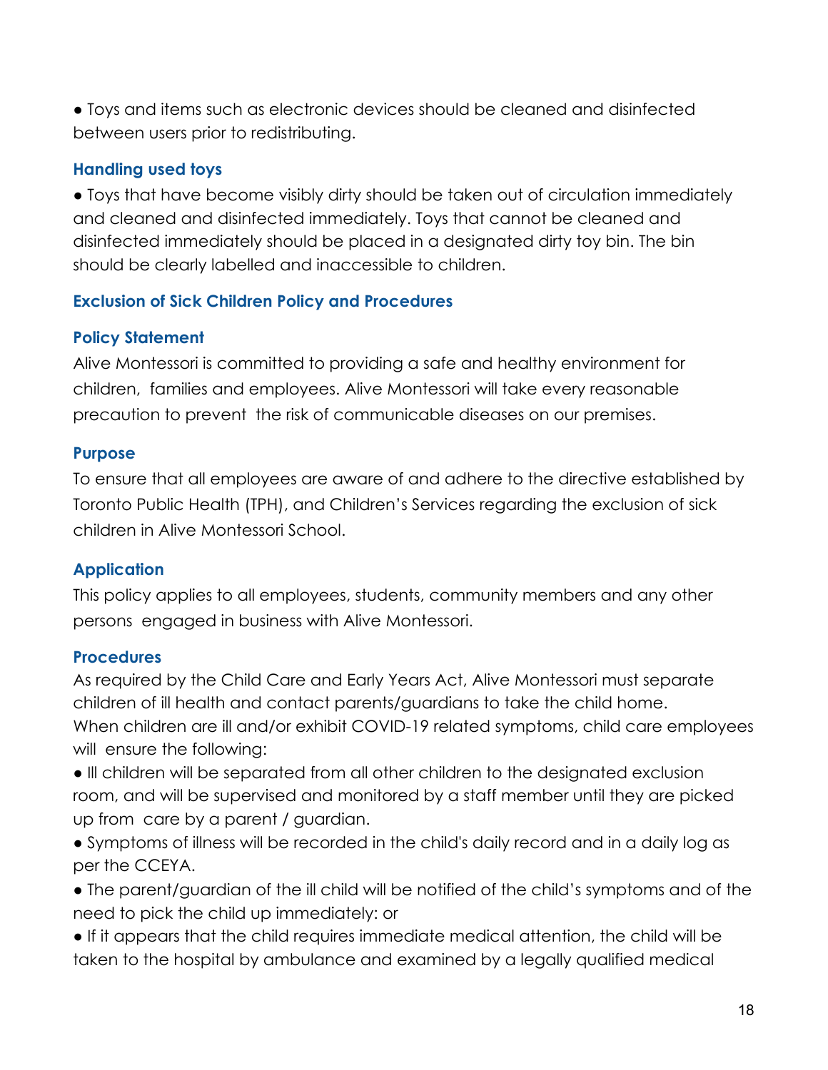- Toys and items such as electronic devices should be cleaned and disinfected between users prior to redistributing.

### Handling used toys

- Toys that have become visibly dirty should be taken out of circulation immediately and cleaned and disinfected immediately. Toys that cannot be cleaned and disinfected immediately should be placed in a designated dirty toy bin. The bin should be clearly labelled and inaccessible to children.

## Exclusion of Sick Children Policy and Procedures

### Policy Statement

Alive Montessori is committed to providing a safe and healthy environment for children, families and employees. Alive Montessori will take every reasonable precaution to prevent the risk of communicable diseases on our premises.

### Purpose

To ensure that all employees are aware of and adhere to the directive established by Toronto Public Health (TPH), and Children's Services regarding the exclusion of sick children in Alive Montessori School.

### Application

This policy applies to all employees, students, community members and any other persons engaged in business with Alive Montessori.

### Procedures

As required by the Child Care and Early Years Act, Alive Montessori must separate children of ill health and contact parents/guardians to take the child home.
When children are ill and/or exhibit COVID-19 related symptoms, child care employees will ensure the following:

- Ill children will be separated from all other children to the designated exclusion room, and will be supervised and monitored by a staff member until they are picked up from care by a parent / guardian.
- Symptoms of illness will be recorded in the child's daily record and in a daily log as per the CCEYA.
- The parent/guardian of the ill child will be notified of the child's symptoms and of the need to pick the child up immediately: or
- If it appears that the child requires immediate medical attention, the child will be taken to the hospital by ambulance and examined by a legally qualified medical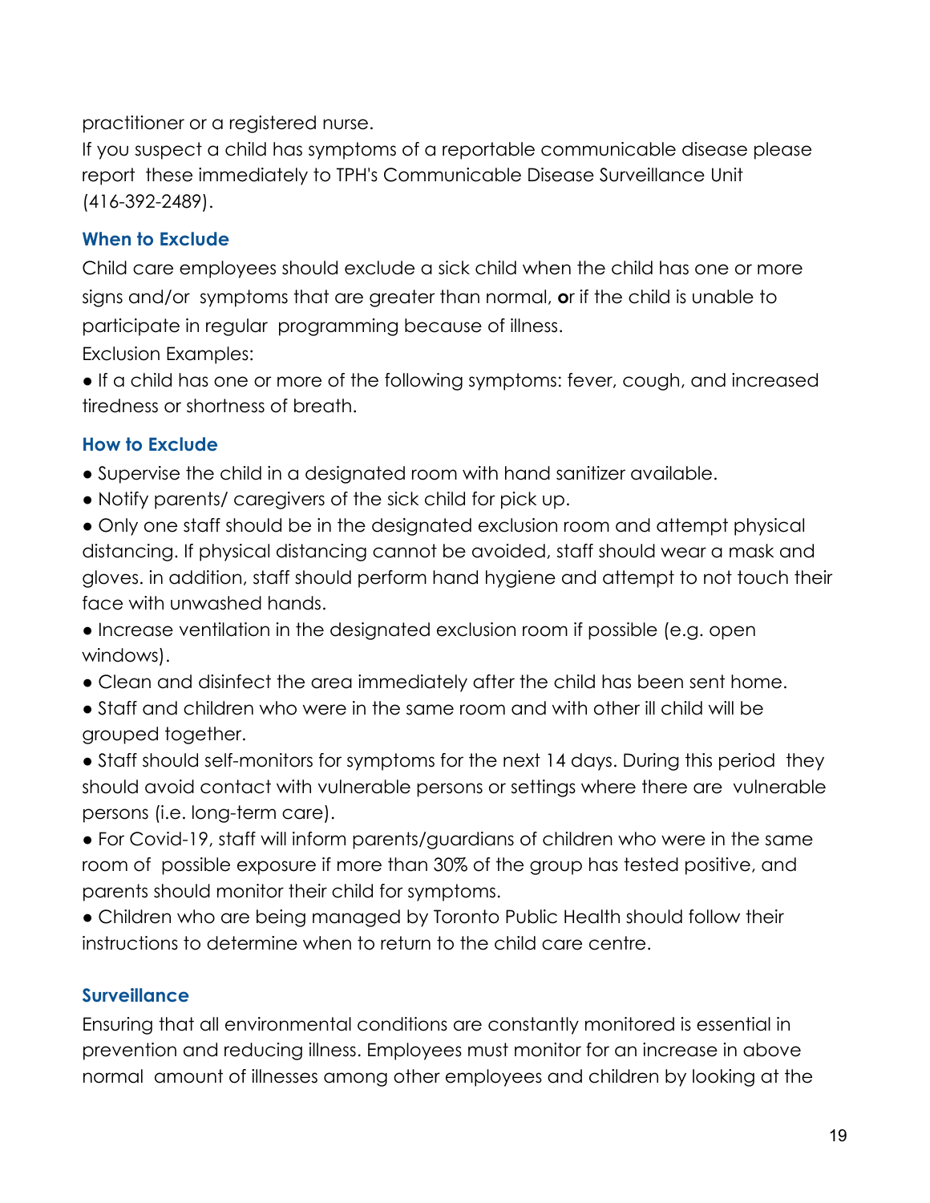practitioner or a registered nurse.

If you suspect a child has symptoms of a reportable communicable disease please report these immediately to TPH's Communicable Disease Surveillance Unit (416-392-2489).

### When to Exclude

Child care employees should exclude a sick child when the child has one or more signs and/or symptoms that are greater than normal, **o**r if the child is unable to participate in regular programming because of illness.

Exclusion Examples:

- If a child has one or more of the following symptoms: fever, cough, and increased tiredness or shortness of breath.

### How to Exclude

- Supervise the child in a designated room with hand sanitizer available.
- Notify parents/ caregivers of the sick child for pick up.
- Only one staff should be in the designated exclusion room and attempt physical distancing. If physical distancing cannot be avoided, staff should wear a mask and gloves. in addition, staff should perform hand hygiene and attempt to not touch their face with unwashed hands.
- Increase ventilation in the designated exclusion room if possible (e.g. open windows).
- Clean and disinfect the area immediately after the child has been sent home.
- Staff and children who were in the same room and with other ill child will be grouped together.
- Staff should self-monitors for symptoms for the next 14 days. During this period they should avoid contact with vulnerable persons or settings where there are vulnerable persons (i.e. long-term care).
- For Covid-19, staff will inform parents/guardians of children who were in the same room of possible exposure if more than 30% of the group has tested positive, and parents should monitor their child for symptoms.
- Children who are being managed by Toronto Public Health should follow their instructions to determine when to return to the child care centre.

### Surveillance

Ensuring that all environmental conditions are constantly monitored is essential in prevention and reducing illness. Employees must monitor for an increase in above normal amount of illnesses among other employees and children by looking at the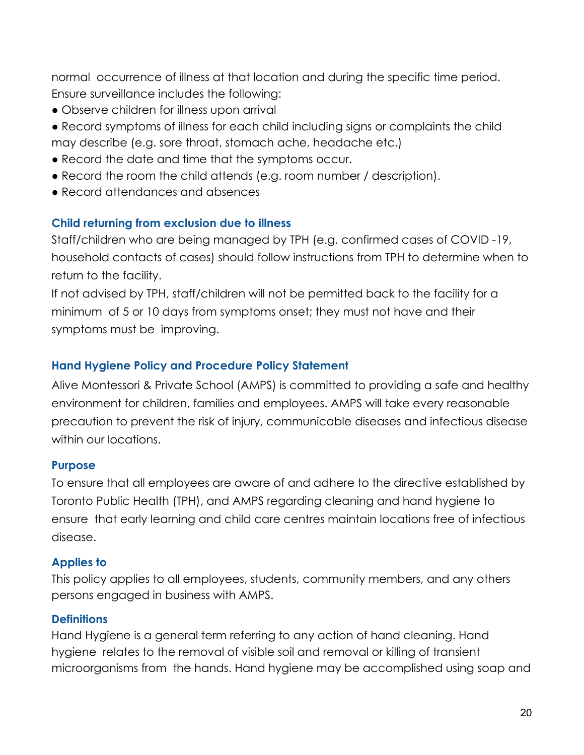normal occurrence of illness at that location and during the specific time period. Ensure surveillance includes the following:

- Observe children for illness upon arrival
- Record symptoms of illness for each child including signs or complaints the child may describe (e.g. sore throat, stomach ache, headache etc.)
- Record the date and time that the symptoms occur.
- Record the room the child attends (e.g. room number / description).
- Record attendances and absences

### Child returning from exclusion due to illness

Staff/children who are being managed by TPH (e.g. confirmed cases of COVID -19, household contacts of cases) should follow instructions from TPH to determine when to return to the facility.

If not advised by TPH, staff/children will not be permitted back to the facility for a minimum of 5 or 10 days from symptoms onset; they must not have and their symptoms must be improving.

### Hand Hygiene Policy and Procedure Policy Statement

Alive Montessori & Private School (AMPS) is committed to providing a safe and healthy environment for children, families and employees. AMPS will take every reasonable precaution to prevent the risk of injury, communicable diseases and infectious disease within our locations.

### Purpose

To ensure that all employees are aware of and adhere to the directive established by Toronto Public Health (TPH), and AMPS regarding cleaning and hand hygiene to ensure that early learning and child care centres maintain locations free of infectious disease.

### Applies to

This policy applies to all employees, students, community members, and any others persons engaged in business with AMPS.

### Definitions

Hand Hygiene is a general term referring to any action of hand cleaning. Hand hygiene relates to the removal of visible soil and removal or killing of transient microorganisms from the hands. Hand hygiene may be accomplished using soap and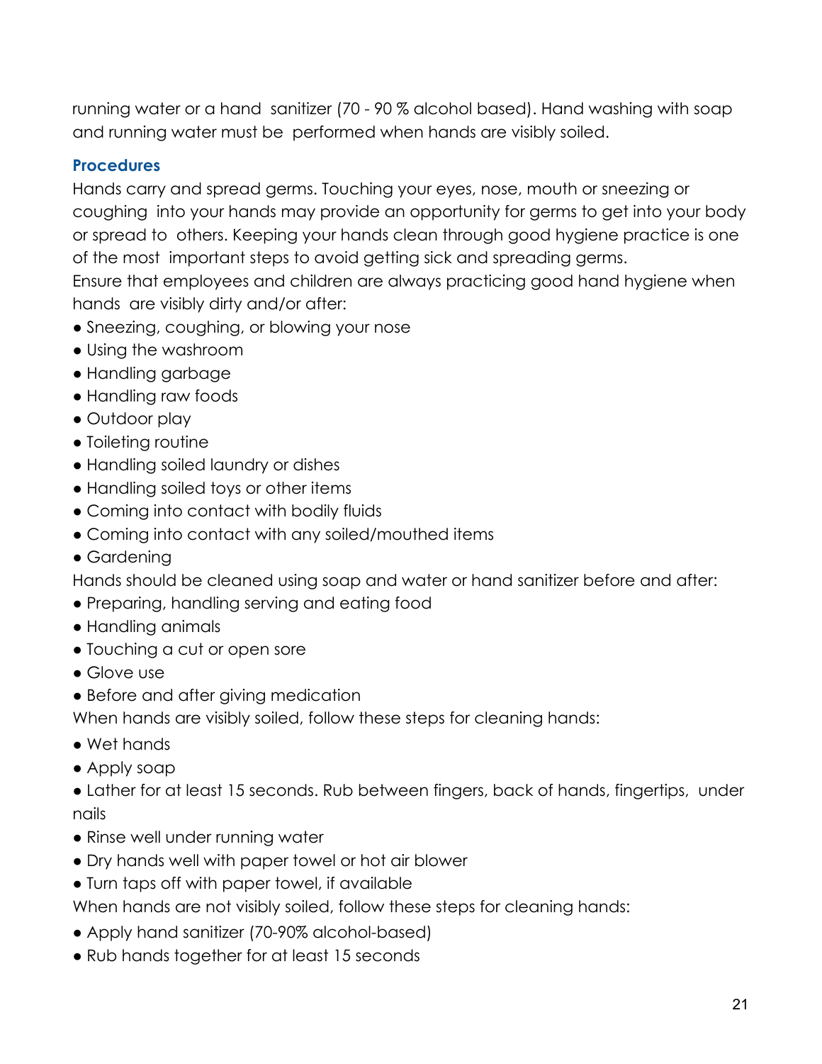running water or a hand sanitizer (70 - 90 % alcohol based). Hand washing with soap and running water must be performed when hands are visibly soiled.

### Procedures

Hands carry and spread germs. Touching your eyes, nose, mouth or sneezing or coughing into your hands may provide an opportunity for germs to get into your body or spread to others. Keeping your hands clean through good hygiene practice is one of the most important steps to avoid getting sick and spreading germs.
Ensure that employees and children are always practicing good hand hygiene when hands are visibly dirty and/or after:

- Sneezing, coughing, or blowing your nose
- Using the washroom
- Handling garbage
- Handling raw foods
- Outdoor play
- Toileting routine
- Handling soiled laundry or dishes
- Handling soiled toys or other items
- Coming into contact with bodily fluids
- Coming into contact with any soiled/mouthed items
- Gardening

Hands should be cleaned using soap and water or hand sanitizer before and after:

- Preparing, handling serving and eating food
- Handling animals
- Touching a cut or open sore
- Glove use
- Before and after giving medication

When hands are visibly soiled, follow these steps for cleaning hands:

- Wet hands
- Apply soap
- Lather for at least 15 seconds. Rub between fingers, back of hands, fingertips, under nails
- Rinse well under running water
- Dry hands well with paper towel or hot air blower
- Turn taps off with paper towel, if available

When hands are not visibly soiled, follow these steps for cleaning hands:

- Apply hand sanitizer (70-90% alcohol-based)
- Rub hands together for at least 15 seconds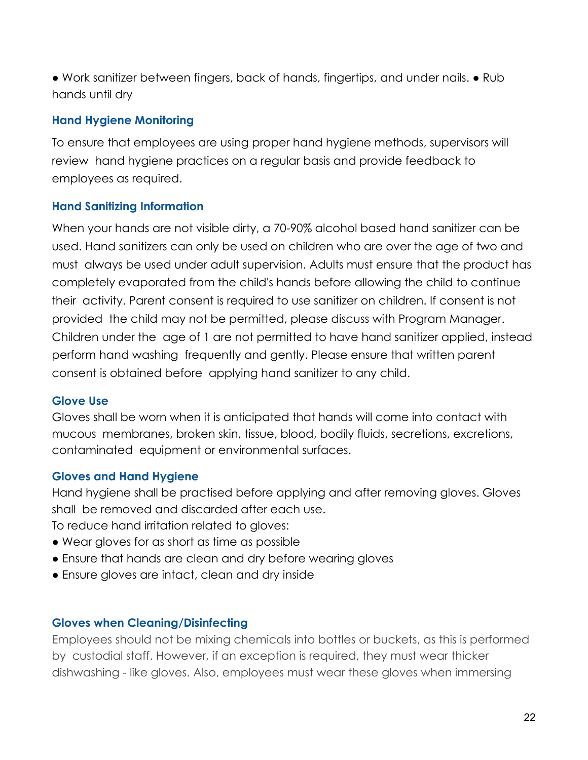● Work sanitizer between fingers, back of hands, fingertips, and under nails. ● Rub hands until dry

### Hand Hygiene Monitoring

To ensure that employees are using proper hand hygiene methods, supervisors will review hand hygiene practices on a regular basis and provide feedback to employees as required.

### Hand Sanitizing Information

When your hands are not visible dirty, a 70-90% alcohol based hand sanitizer can be used. Hand sanitizers can only be used on children who are over the age of two and must always be used under adult supervision. Adults must ensure that the product has completely evaporated from the child's hands before allowing the child to continue their activity. Parent consent is required to use sanitizer on children. If consent is not provided the child may not be permitted, please discuss with Program Manager. Children under the age of 1 are not permitted to have hand sanitizer applied, instead perform hand washing frequently and gently. Please ensure that written parent consent is obtained before applying hand sanitizer to any child.

### Glove Use

Gloves shall be worn when it is anticipated that hands will come into contact with mucous membranes, broken skin, tissue, blood, bodily fluids, secretions, excretions, contaminated equipment or environmental surfaces.

### Gloves and Hand Hygiene

Hand hygiene shall be practised before applying and after removing gloves. Gloves shall be removed and discarded after each use.
To reduce hand irritation related to gloves:

- Wear gloves for as short as time as possible
- Ensure that hands are clean and dry before wearing gloves
- Ensure gloves are intact, clean and dry inside

### Gloves when Cleaning/Disinfecting

Employees should not be mixing chemicals into bottles or buckets, as this is performed by custodial staff. However, if an exception is required, they must wear thicker dishwashing - like gloves. Also, employees must wear these gloves when immersing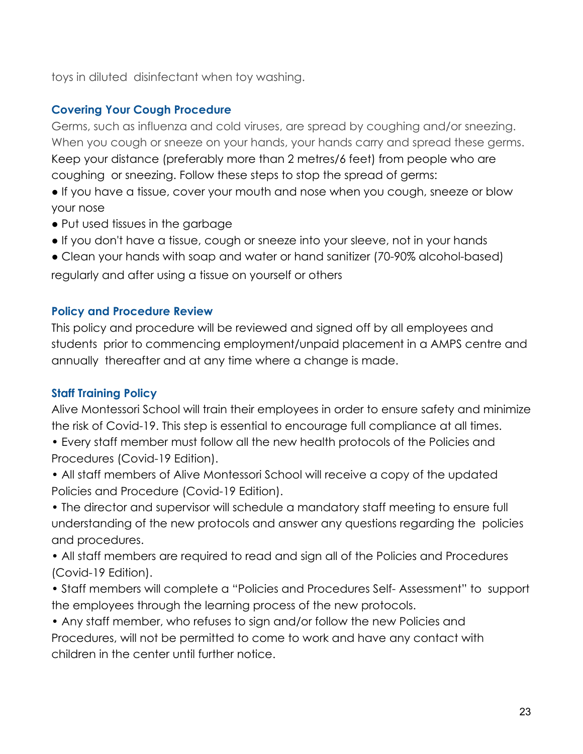toys in diluted disinfectant when toy washing.

### Covering Your Cough Procedure

Germs, such as influenza and cold viruses, are spread by coughing and/or sneezing. When you cough or sneeze on your hands, your hands carry and spread these germs. Keep your distance (preferably more than 2 metres/6 feet) from people who are coughing or sneezing. Follow these steps to stop the spread of germs:

- If you have a tissue, cover your mouth and nose when you cough, sneeze or blow your nose
- Put used tissues in the garbage
- If you don't have a tissue, cough or sneeze into your sleeve, not in your hands
- Clean your hands with soap and water or hand sanitizer (70-90% alcohol-based) regularly and after using a tissue on yourself or others

### Policy and Procedure Review

This policy and procedure will be reviewed and signed off by all employees and students prior to commencing employment/unpaid placement in a AMPS centre and annually thereafter and at any time where a change is made.

### Staff Training Policy

Alive Montessori School will train their employees in order to ensure safety and minimize the risk of Covid-19. This step is essential to encourage full compliance at all times.

- Every staff member must follow all the new health protocols of the Policies and Procedures (Covid-19 Edition).
- All staff members of Alive Montessori School will receive a copy of the updated Policies and Procedure (Covid-19 Edition).
- The director and supervisor will schedule a mandatory staff meeting to ensure full understanding of the new protocols and answer any questions regarding the policies and procedures.
- All staff members are required to read and sign all of the Policies and Procedures (Covid-19 Edition).
- Staff members will complete a "Policies and Procedures Self- Assessment" to support the employees through the learning process of the new protocols.
- Any staff member, who refuses to sign and/or follow the new Policies and Procedures, will not be permitted to come to work and have any contact with children in the center until further notice.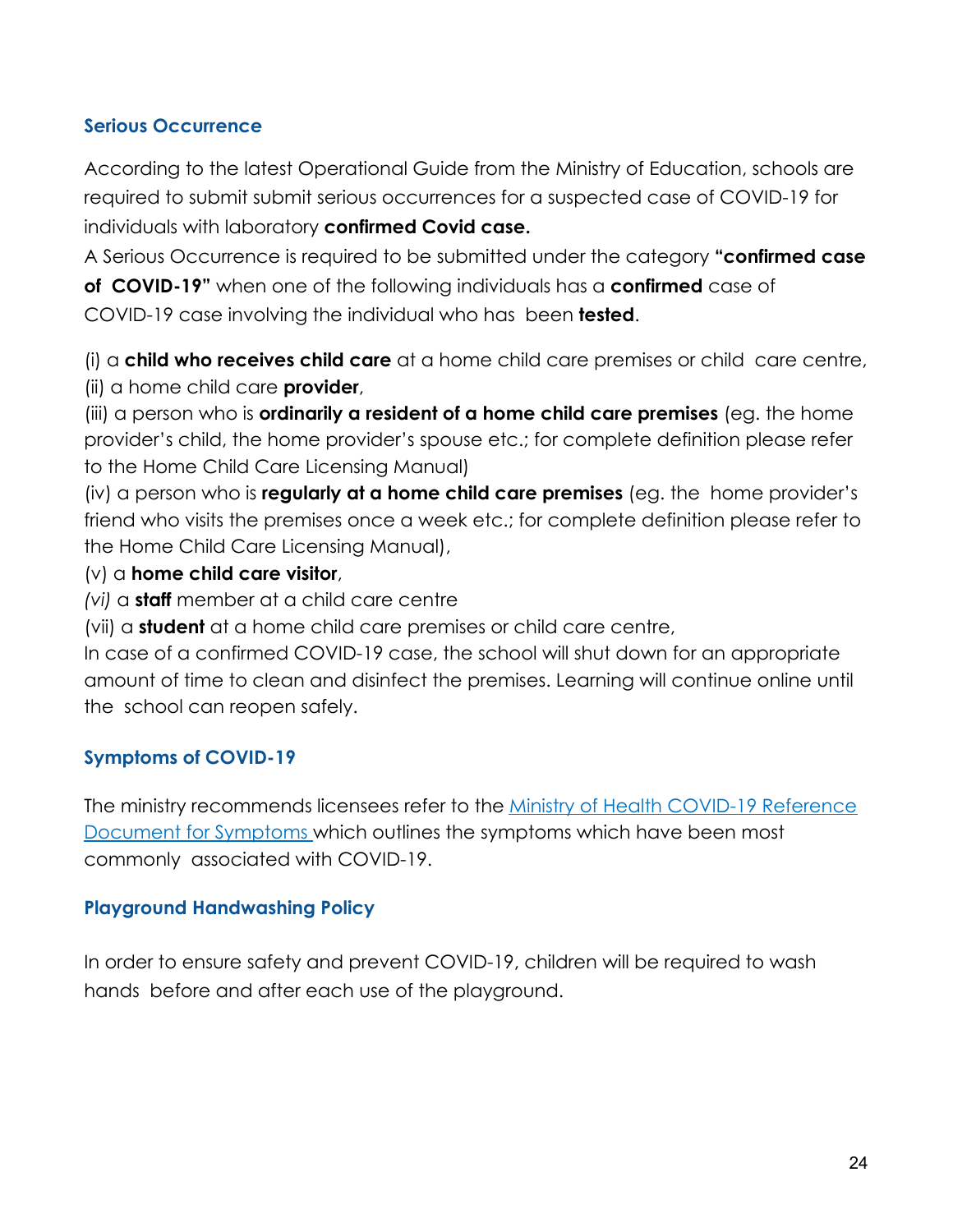### Serious Occurrence

According to the latest Operational Guide from the Ministry of Education, schools are required to submit submit serious occurrences for a suspected case of COVID-19 for individuals with laboratory **confirmed Covid case.**

A Serious Occurrence is required to be submitted under the category **"confirmed case of COVID-19"** when one of the following individuals has a **confirmed** case of COVID-19 case involving the individual who has been **tested**.

(i) a **child who receives child care** at a home child care premises or child care centre,
(ii) a home child care **provider**,
(iii) a person who is **ordinarily a resident of a home child care premises** (eg. the home provider's child, the home provider's spouse etc.; for complete definition please refer to the Home Child Care Licensing Manual)
(iv) a person who is **regularly at a home child care premises** (eg. the home provider's friend who visits the premises once a week etc.; for complete definition please refer to the Home Child Care Licensing Manual),
(v) a **home child care visitor**,
*(vi)* a **staff** member at a child care centre
(vii) a **student** at a home child care premises or child care centre,
In case of a confirmed COVID-19 case, the school will shut down for an appropriate amount of time to clean and disinfect the premises. Learning will continue online until the school can reopen safely.

### Symptoms of COVID-19

The ministry recommends licensees refer to the [Ministry of Health COVID-19 Reference Document for Symptoms](#) which outlines the symptoms which have been most commonly associated with COVID-19.

### Playground Handwashing Policy

In order to ensure safety and prevent COVID-19, children will be required to wash hands before and after each use of the playground.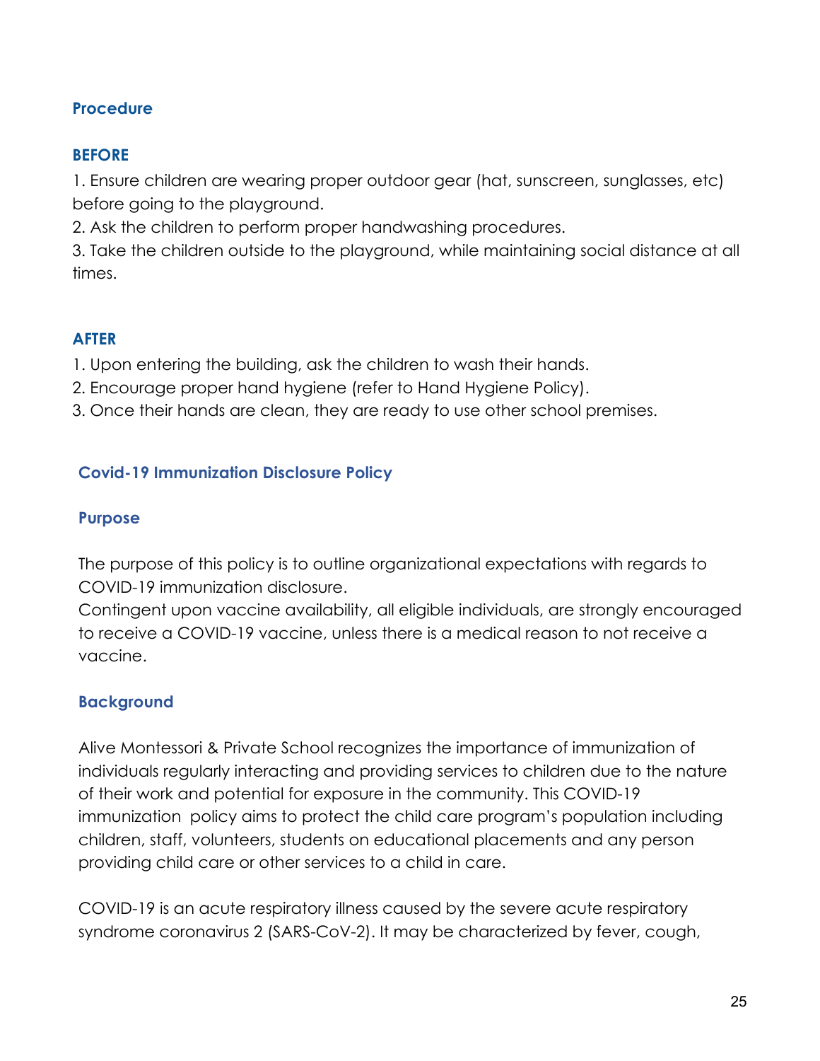### Procedure

#### BEFORE

1. Ensure children are wearing proper outdoor gear (hat, sunscreen, sunglasses, etc) before going to the playground.
2. Ask the children to perform proper handwashing procedures.
3. Take the children outside to the playground, while maintaining social distance at all times.

#### AFTER

1. Upon entering the building, ask the children to wash their hands.
2. Encourage proper hand hygiene (refer to Hand Hygiene Policy).
3. Once their hands are clean, they are ready to use other school premises.

## Covid-19 Immunization Disclosure Policy

### Purpose

The purpose of this policy is to outline organizational expectations with regards to COVID-19 immunization disclosure.
Contingent upon vaccine availability, all eligible individuals, are strongly encouraged to receive a COVID-19 vaccine, unless there is a medical reason to not receive a vaccine.

### Background

Alive Montessori & Private School recognizes the importance of immunization of individuals regularly interacting and providing services to children due to the nature of their work and potential for exposure in the community. This COVID-19 immunization policy aims to protect the child care program's population including children, staff, volunteers, students on educational placements and any person providing child care or other services to a child in care.

COVID-19 is an acute respiratory illness caused by the severe acute respiratory syndrome coronavirus 2 (SARS-CoV-2). It may be characterized by fever, cough,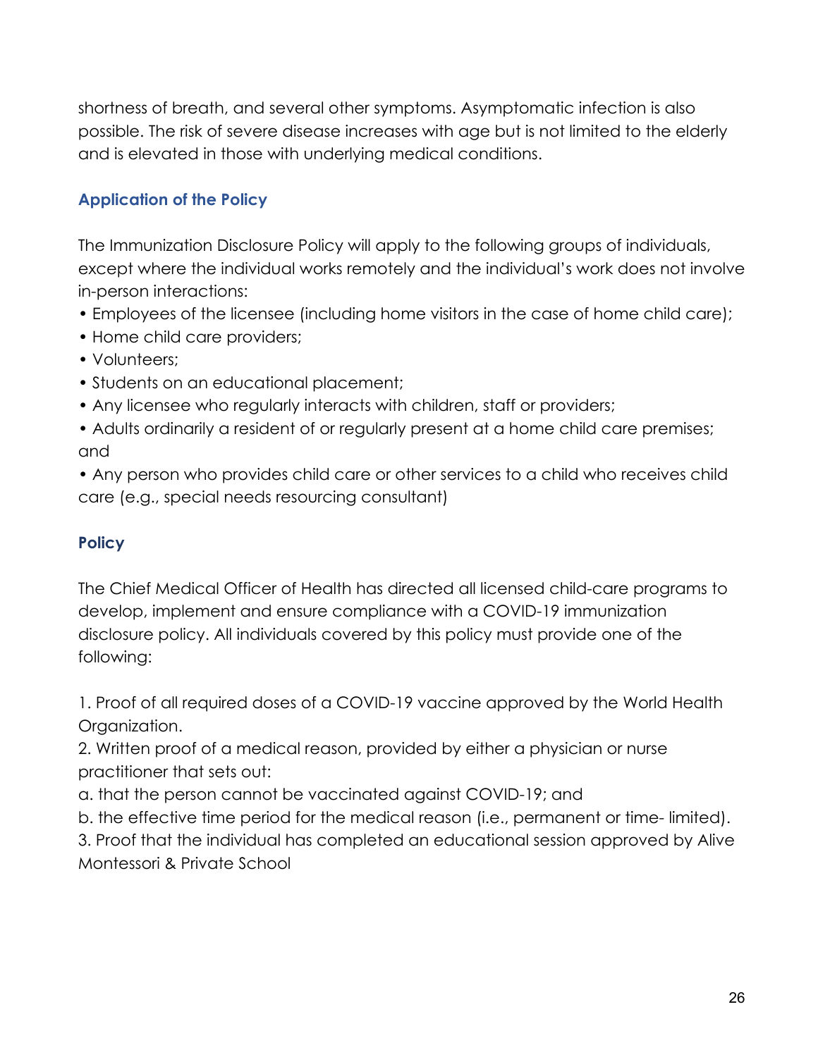shortness of breath, and several other symptoms. Asymptomatic infection is also possible. The risk of severe disease increases with age but is not limited to the elderly and is elevated in those with underlying medical conditions.

## Application of the Policy

The Immunization Disclosure Policy will apply to the following groups of individuals, except where the individual works remotely and the individual's work does not involve in-person interactions:

- Employees of the licensee (including home visitors in the case of home child care);
- Home child care providers;
- Volunteers;
- Students on an educational placement;
- Any licensee who regularly interacts with children, staff or providers;
- Adults ordinarily a resident of or regularly present at a home child care premises; and
- Any person who provides child care or other services to a child who receives child care (e.g., special needs resourcing consultant)

## Policy

The Chief Medical Officer of Health has directed all licensed child-care programs to develop, implement and ensure compliance with a COVID-19 immunization disclosure policy. All individuals covered by this policy must provide one of the following:

1. Proof of all required doses of a COVID-19 vaccine approved by the World Health Organization.
2. Written proof of a medical reason, provided by either a physician or nurse practitioner that sets out:
   a. that the person cannot be vaccinated against COVID-19; and
   b. the effective time period for the medical reason (i.e., permanent or time- limited).
3. Proof that the individual has completed an educational session approved by Alive Montessori & Private School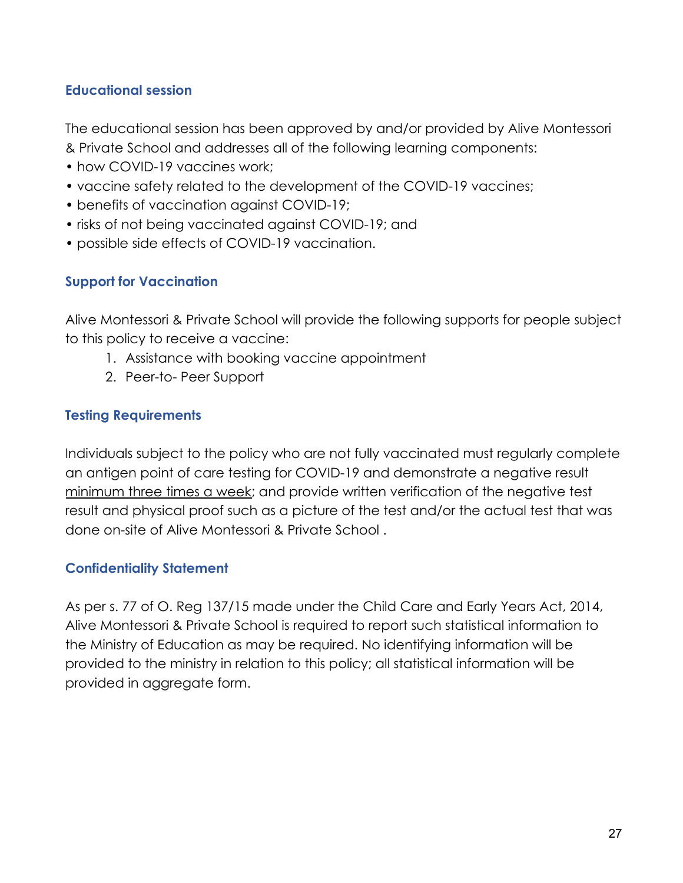### Educational session

The educational session has been approved by and/or provided by Alive Montessori & Private School and addresses all of the following learning components:

- how COVID-19 vaccines work;
- vaccine safety related to the development of the COVID-19 vaccines;
- benefits of vaccination against COVID-19;
- risks of not being vaccinated against COVID-19; and
- possible side effects of COVID-19 vaccination.

### Support for Vaccination

Alive Montessori & Private School will provide the following supports for people subject to this policy to receive a vaccine:

1. Assistance with booking vaccine appointment
2. Peer-to- Peer Support

### Testing Requirements

Individuals subject to the policy who are not fully vaccinated must regularly complete an antigen point of care testing for COVID-19 and demonstrate a negative result minimum three times a week; and provide written verification of the negative test result and physical proof such as a picture of the test and/or the actual test that was done on-site of Alive Montessori & Private School .

### Confidentiality Statement

As per s. 77 of O. Reg 137/15 made under the Child Care and Early Years Act, 2014, Alive Montessori & Private School is required to report such statistical information to the Ministry of Education as may be required. No identifying information will be provided to the ministry in relation to this policy; all statistical information will be provided in aggregate form.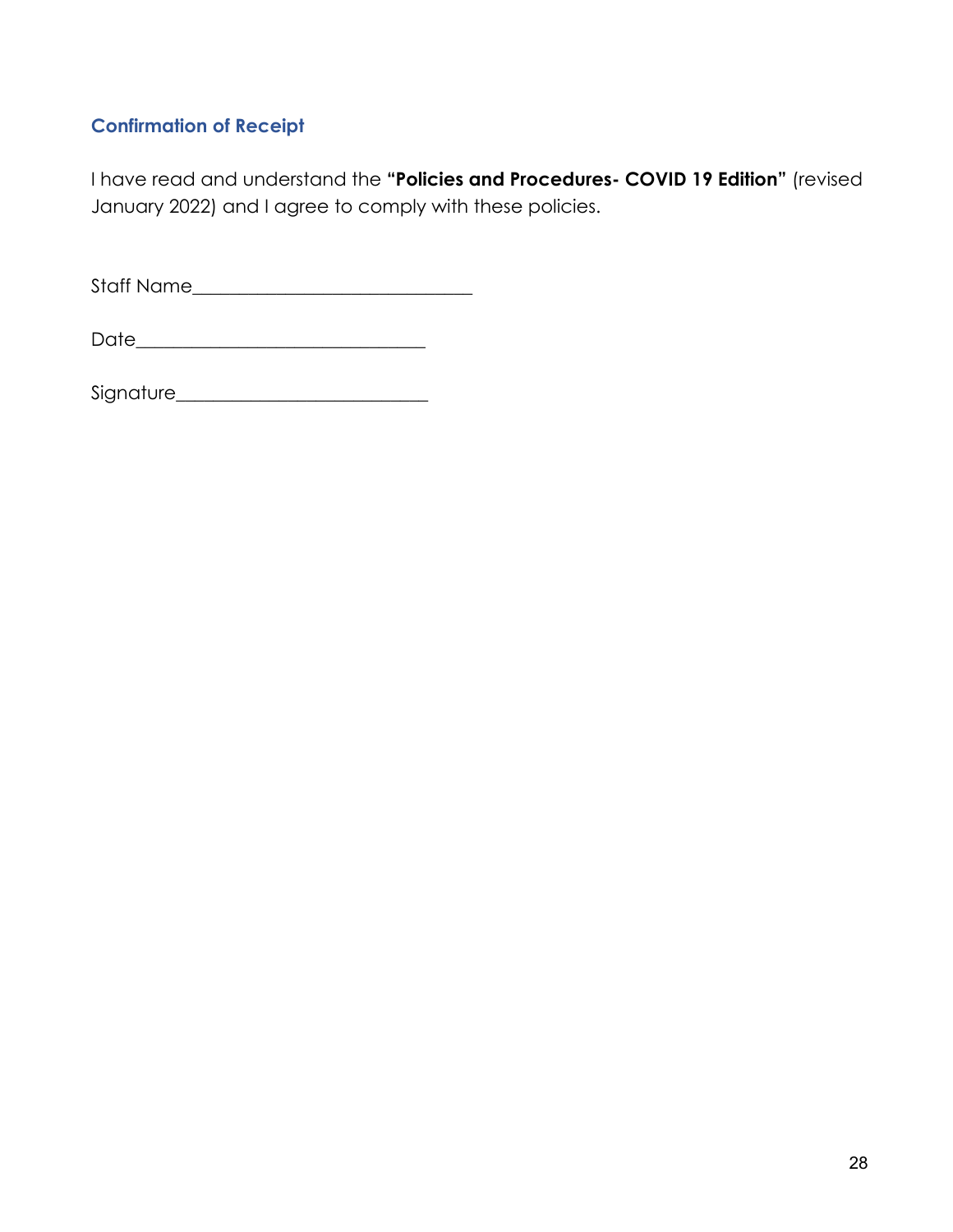## Confirmation of Receipt

I have read and understand the **"Policies and Procedures- COVID 19 Edition"** (revised January 2022) and I agree to comply with these policies.

Staff Name______________________________

Date_______________________________

Signature___________________________